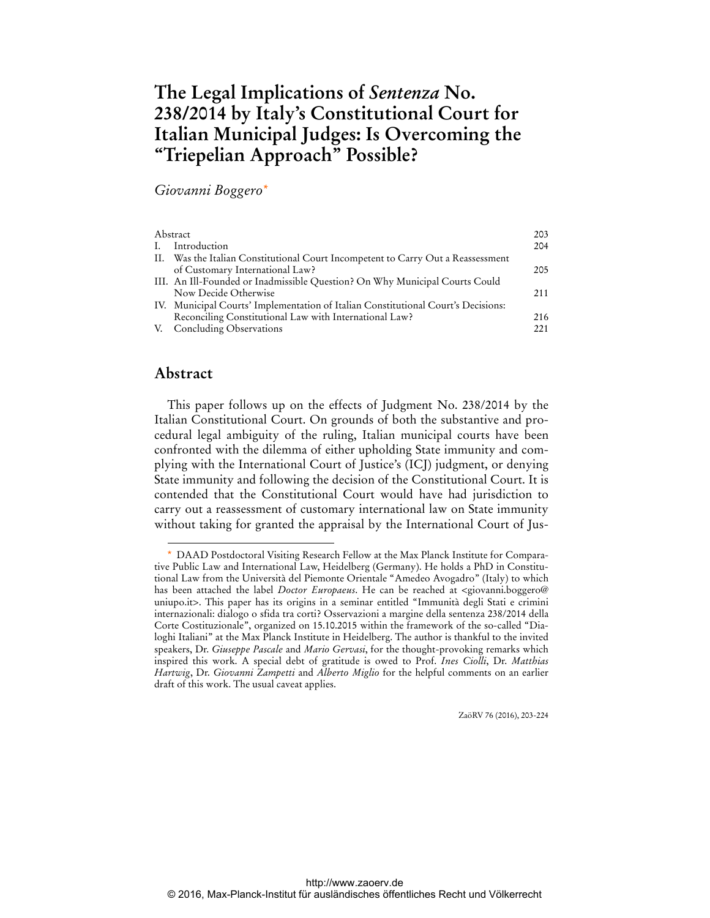# The Legal Implications of *Sentenza* No. 238/2014 by Italy's Constitutional Court for Italian Municipal Judges: Is Overcoming the "Triepelian Approach" Possible?

*Giovanni Boggero*\*

| | | |
|---|---|---|
| | Abstract | 203 |
| I. | Introduction | 204 |
| II. | Was the Italian Constitutional Court Incompetent to Carry Out a Reassessment of Customary International Law? | 205 |
| III. | An Ill-Founded or Inadmissible Question? On Why Municipal Courts Could Now Decide Otherwise | 211 |
| IV. | Municipal Courts' Implementation of Italian Constitutional Court's Decisions: Reconciling Constitutional Law with International Law? | 216 |
| V. | Concluding Observations | 221 |

## Abstract

This paper follows up on the effects of Judgment No. 238/2014 by the Italian Constitutional Court. On grounds of both the substantive and procedural legal ambiguity of the ruling, Italian municipal courts have been confronted with the dilemma of either upholding State immunity and complying with the International Court of Justice's (ICJ) judgment, or denying State immunity and following the decision of the Constitutional Court. It is contended that the Constitutional Court would have had jurisdiction to carry out a reassessment of customary international law on State immunity without taking for granted the appraisal by the International Court of Jus-

---

\* DAAD Postdoctoral Visiting Research Fellow at the Max Planck Institute for Comparative Public Law and International Law, Heidelberg (Germany). He holds a PhD in Constitutional Law from the Università del Piemonte Orientale "Amedeo Avogadro" (Italy) to which has been attached the label *Doctor Europaeus*. He can be reached at <giovanni.boggero@uniupo.it>. This paper has its origins in a seminar entitled "Immunità degli Stati e crimini internazionali: dialogo o sfida tra corti? Osservazioni a margine della sentenza 238/2014 della Corte Costituzionale", organized on 15.10.2015 within the framework of the so-called "Dialoghi Italiani" at the Max Planck Institute in Heidelberg. The author is thankful to the invited speakers, Dr. *Giuseppe Pascale* and *Mario Gervasi*, for the thought-provoking remarks which inspired this work. A special debt of gratitude is owed to Prof. *Ines Ciolli*, Dr. *Matthias Hartwig*, Dr. *Giovanni Zampetti* and *Alberto Miglio* for the helpful comments on an earlier draft of this work. The usual caveat applies.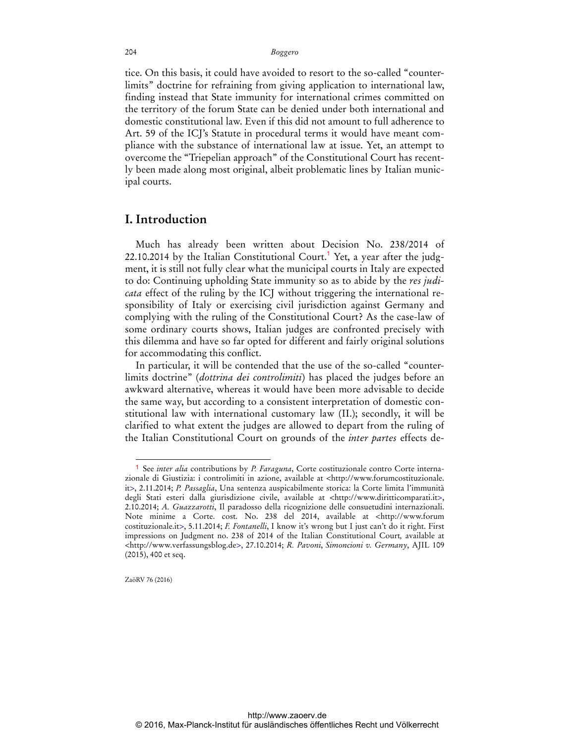tice. On this basis, it could have avoided to resort to the so-called "counter-limits" doctrine for refraining from giving application to international law, finding instead that State immunity for international crimes committed on the territory of the forum State can be denied under both international and domestic constitutional law. Even if this did not amount to full adherence to Art. 59 of the ICJ's Statute in procedural terms it would have meant compliance with the substance of international law at issue. Yet, an attempt to overcome the "Triepelian approach" of the Constitutional Court has recently been made along most original, albeit problematic lines by Italian municipal courts.

## I. Introduction

Much has already been written about Decision No. 238/2014 of 22.10.2014 by the Italian Constitutional Court.[1] Yet, a year after the judgment, it is still not fully clear what the municipal courts in Italy are expected to do: Continuing upholding State immunity so as to abide by the *res judicata* effect of the ruling by the ICJ without triggering the international responsibility of Italy or exercising civil jurisdiction against Germany and complying with the ruling of the Constitutional Court? As the case-law of some ordinary courts shows, Italian judges are confronted precisely with this dilemma and have so far opted for different and fairly original solutions for accommodating this conflict.

In particular, it will be contended that the use of the so-called "counter-limits doctrine" (*dottrina dei controlimiti*) has placed the judges before an awkward alternative, whereas it would have been more advisable to decide the same way, but according to a consistent interpretation of domestic constitutional law with international customary law (II.); secondly, it will be clarified to what extent the judges are allowed to depart from the ruling of the Italian Constitutional Court on grounds of the *inter partes* effects de-

---

[1] See *inter alia* contributions by *P. Faraguna*, Corte costituzionale contro Corte internazionale di Giustizia: i controlimiti in azione, available at <http://www.forumcostituzionale.it>, 2.11.2014; *P. Passaglia*, Una sentenza auspicabilmente storica: la Corte limita l'immunità degli Stati esteri dalla giurisdizione civile, available at <http://www.diritticomparati.it>, 2.10.2014; *A. Guazzarotti*, Il paradosso della ricognizione delle consuetudini internazionali. Note minime a Corte. cost. No. 238 del 2014, available at <http://www.forumcostituzionale.it>, 5.11.2014; *F. Fontanelli*, I know it's wrong but I just can't do it right. First impressions on Judgment no. 238 of 2014 of the Italian Constitutional Court, available at <http://www.verfassungsblog.de>, 27.10.2014; *R. Pavoni*, *Simoncioni v. Germany*, AJIL 109 (2015), 400 et seq.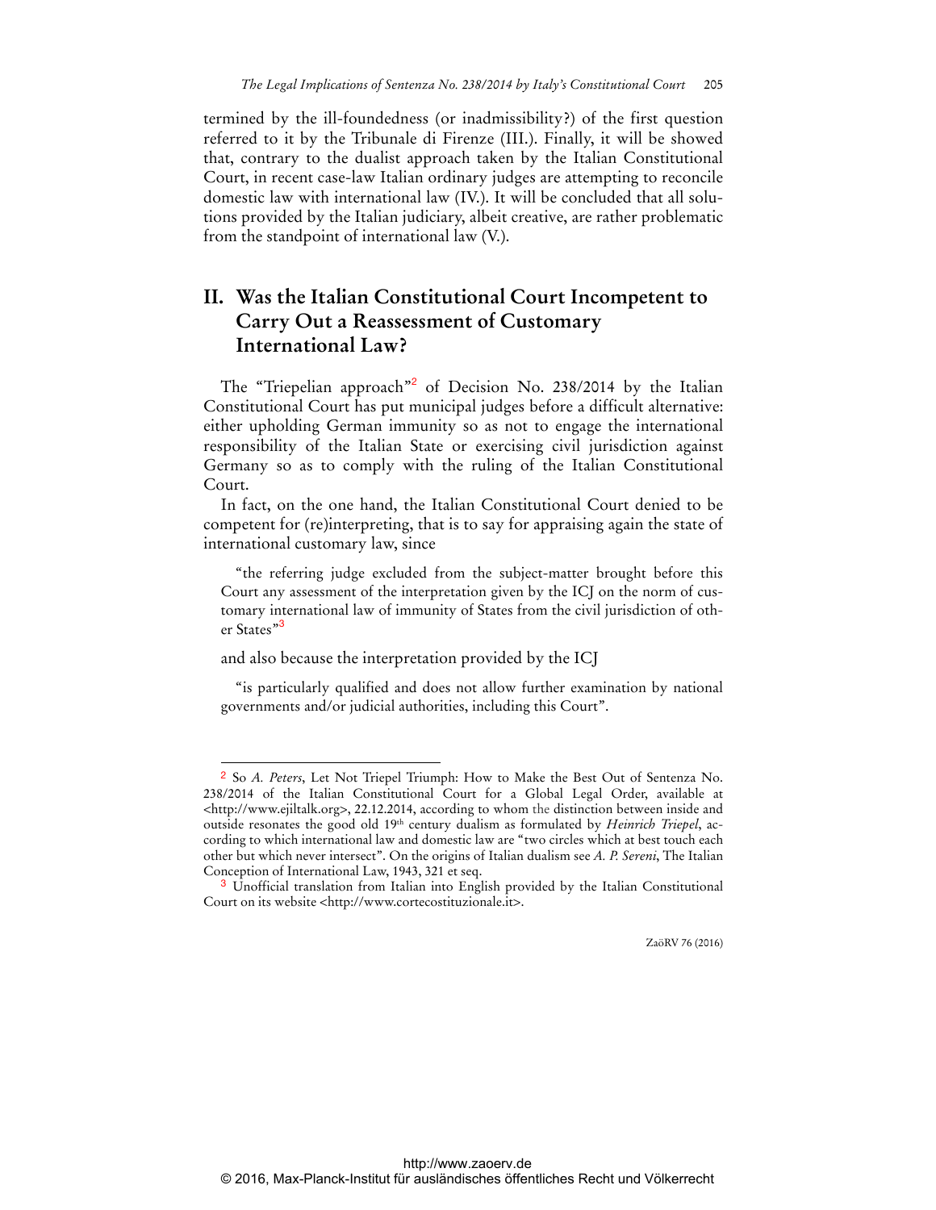termined by the ill-foundedness (or inadmissibility?) of the first question referred to it by the Tribunale di Firenze (III.). Finally, it will be showed that, contrary to the dualist approach taken by the Italian Constitutional Court, in recent case-law Italian ordinary judges are attempting to reconcile domestic law with international law (IV.). It will be concluded that all solutions provided by the Italian judiciary, albeit creative, are rather problematic from the standpoint of international law (V.).

## II. Was the Italian Constitutional Court Incompetent to Carry Out a Reassessment of Customary International Law?

The "Triepelian approach"[2] of Decision No. 238/2014 by the Italian Constitutional Court has put municipal judges before a difficult alternative: either upholding German immunity so as not to engage the international responsibility of the Italian State or exercising civil jurisdiction against Germany so as to comply with the ruling of the Italian Constitutional Court.

In fact, on the one hand, the Italian Constitutional Court denied to be competent for (re)interpreting, that is to say for appraising again the state of international customary law, since

> "the referring judge excluded from the subject-matter brought before this Court any assessment of the interpretation given by the ICJ on the norm of customary international law of immunity of States from the civil jurisdiction of other States"[3]

and also because the interpretation provided by the ICJ

> "is particularly qualified and does not allow further examination by national governments and/or judicial authorities, including this Court".

---

[2] So *A. Peters*, Let Not Triepel Triumph: How to Make the Best Out of Sentenza No. 238/2014 of the Italian Constitutional Court for a Global Legal Order, available at <http://www.ejiltalk.org>, 22.12.2014, according to whom the distinction between inside and outside resonates the good old 19th century dualism as formulated by *Heinrich Triepel*, according to which international law and domestic law are "two circles which at best touch each other but which never intersect". On the origins of Italian dualism see *A. P. Sereni*, The Italian Conception of International Law, 1943, 321 et seq.

[3] Unofficial translation from Italian into English provided by the Italian Constitutional Court on its website <http://www.cortecostituzionale.it>.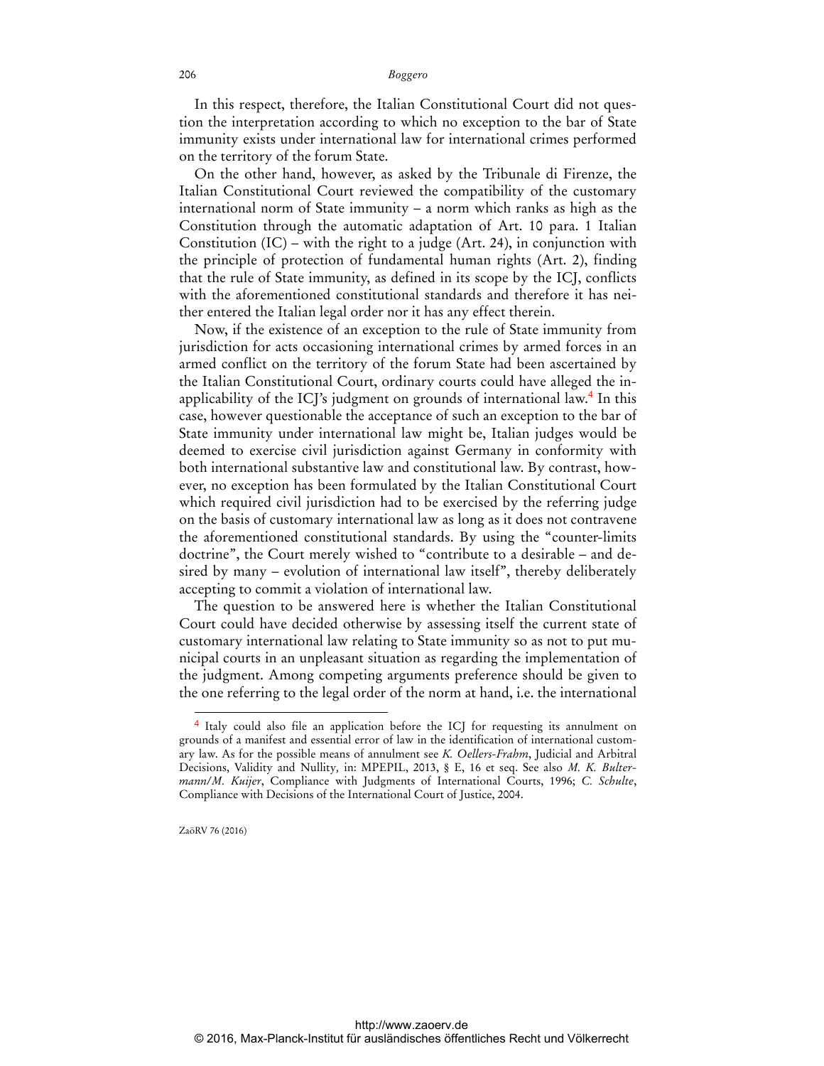In this respect, therefore, the Italian Constitutional Court did not question the interpretation according to which no exception to the bar of State immunity exists under international law for international crimes performed on the territory of the forum State.

On the other hand, however, as asked by the Tribunale di Firenze, the Italian Constitutional Court reviewed the compatibility of the customary international norm of State immunity – a norm which ranks as high as the Constitution through the automatic adaptation of Art. 10 para. 1 Italian Constitution (IC) – with the right to a judge (Art. 24), in conjunction with the principle of protection of fundamental human rights (Art. 2), finding that the rule of State immunity, as defined in its scope by the ICJ, conflicts with the aforementioned constitutional standards and therefore it has neither entered the Italian legal order nor it has any effect therein.

Now, if the existence of an exception to the rule of State immunity from jurisdiction for acts occasioning international crimes by armed forces in an armed conflict on the territory of the forum State had been ascertained by the Italian Constitutional Court, ordinary courts could have alleged the inapplicability of the ICJ's judgment on grounds of international law.[4] In this case, however questionable the acceptance of such an exception to the bar of State immunity under international law might be, Italian judges would be deemed to exercise civil jurisdiction against Germany in conformity with both international substantive law and constitutional law. By contrast, however, no exception has been formulated by the Italian Constitutional Court which required civil jurisdiction had to be exercised by the referring judge on the basis of customary international law as long as it does not contravene the aforementioned constitutional standards. By using the "counter-limits doctrine", the Court merely wished to "contribute to a desirable – and desired by many – evolution of international law itself", thereby deliberately accepting to commit a violation of international law.

The question to be answered here is whether the Italian Constitutional Court could have decided otherwise by assessing itself the current state of customary international law relating to State immunity so as not to put municipal courts in an unpleasant situation as regarding the implementation of the judgment. Among competing arguments preference should be given to the one referring to the legal order of the norm at hand, i.e. the international

---

[4] Italy could also file an application before the ICJ for requesting its annulment on grounds of a manifest and essential error of law in the identification of international customary law. As for the possible means of annulment see *K. Oellers-Frahm*, Judicial and Arbitral Decisions, Validity and Nullity, in: MPEPIL, 2013, § E, 16 et seq. See also *M. K. Bultermann/M. Kuijer*, Compliance with Judgments of International Courts, 1996; *C. Schulte*, Compliance with Decisions of the International Court of Justice, 2004.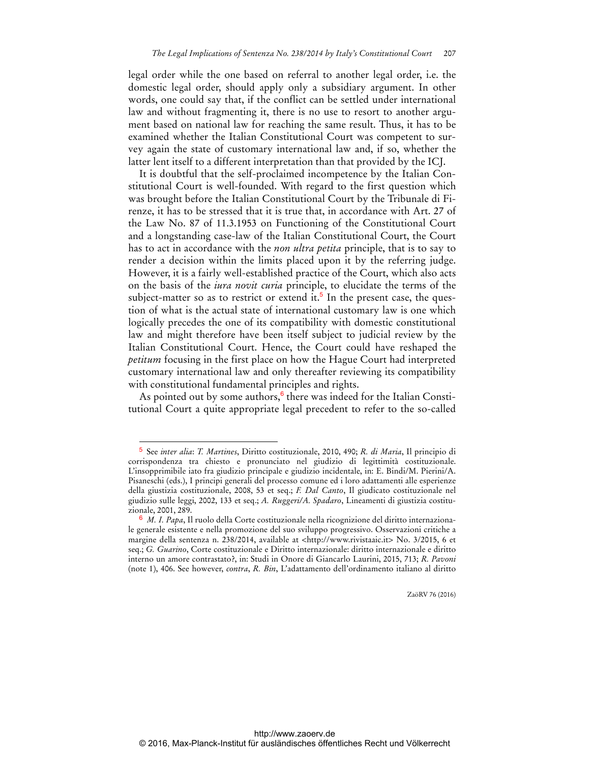legal order while the one based on referral to another legal order, i.e. the domestic legal order, should apply only a subsidiary argument. In other words, one could say that, if the conflict can be settled under international law and without fragmenting it, there is no use to resort to another argument based on national law for reaching the same result. Thus, it has to be examined whether the Italian Constitutional Court was competent to survey again the state of customary international law and, if so, whether the latter lent itself to a different interpretation than that provided by the ICJ.

It is doubtful that the self-proclaimed incompetence by the Italian Constitutional Court is well-founded. With regard to the first question which was brought before the Italian Constitutional Court by the Tribunale di Firenze, it has to be stressed that it is true that, in accordance with Art. 27 of the Law No. 87 of 11.3.1953 on Functioning of the Constitutional Court and a longstanding case-law of the Italian Constitutional Court, the Court has to act in accordance with the *non ultra petita* principle, that is to say to render a decision within the limits placed upon it by the referring judge. However, it is a fairly well-established practice of the Court, which also acts on the basis of the *iura novit curia* principle, to elucidate the terms of the subject-matter so as to restrict or extend it.[5] In the present case, the question of what is the actual state of international customary law is one which logically precedes the one of its compatibility with domestic constitutional law and might therefore have been itself subject to judicial review by the Italian Constitutional Court. Hence, the Court could have reshaped the *petitum* focusing in the first place on how the Hague Court had interpreted customary international law and only thereafter reviewing its compatibility with constitutional fundamental principles and rights.

As pointed out by some authors,[6] there was indeed for the Italian Constitutional Court a quite appropriate legal precedent to refer to the so-called

---

[5] See *inter alia*: *T. Martines*, Diritto costituzionale, 2010, 490; *R. di Maria*, Il principio di corrispondenza tra chiesto e pronunciato nel giudizio di legittimità costituzionale. L'insopprimibile iato fra giudizio principale e giudizio incidentale, in: E. Bindi/M. Pierini/A. Pisaneschi (eds.), I principi generali del processo comune ed i loro adattamenti alle esperienze della giustizia costituzionale, 2008, 53 et seq.; *F. Dal Canto*, Il giudicato costituzionale nel giudizio sulle leggi, 2002, 133 et seq.; *A. Ruggeri/A. Spadaro*, Lineamenti di giustizia costituzionale, 2001, 289.

[6] *M. I. Papa*, Il ruolo della Corte costituzionale nella ricognizione del diritto internazionale generale esistente e nella promozione del suo sviluppo progressivo. Osservazioni critiche a margine della sentenza n. 238/2014, available at <http://www.rivistaaic.it> No. 3/2015, 6 et seq.; *G. Guarino*, Corte costituzionale e Diritto internazionale: diritto internazionale e diritto interno un amore contrastato?, in: Studi in Onore di Giancarlo Laurini, 2015, 713; *R. Pavoni* (note 1), 406. See however, *contra*, *R. Bin*, L'adattamento dell'ordinamento italiano al diritto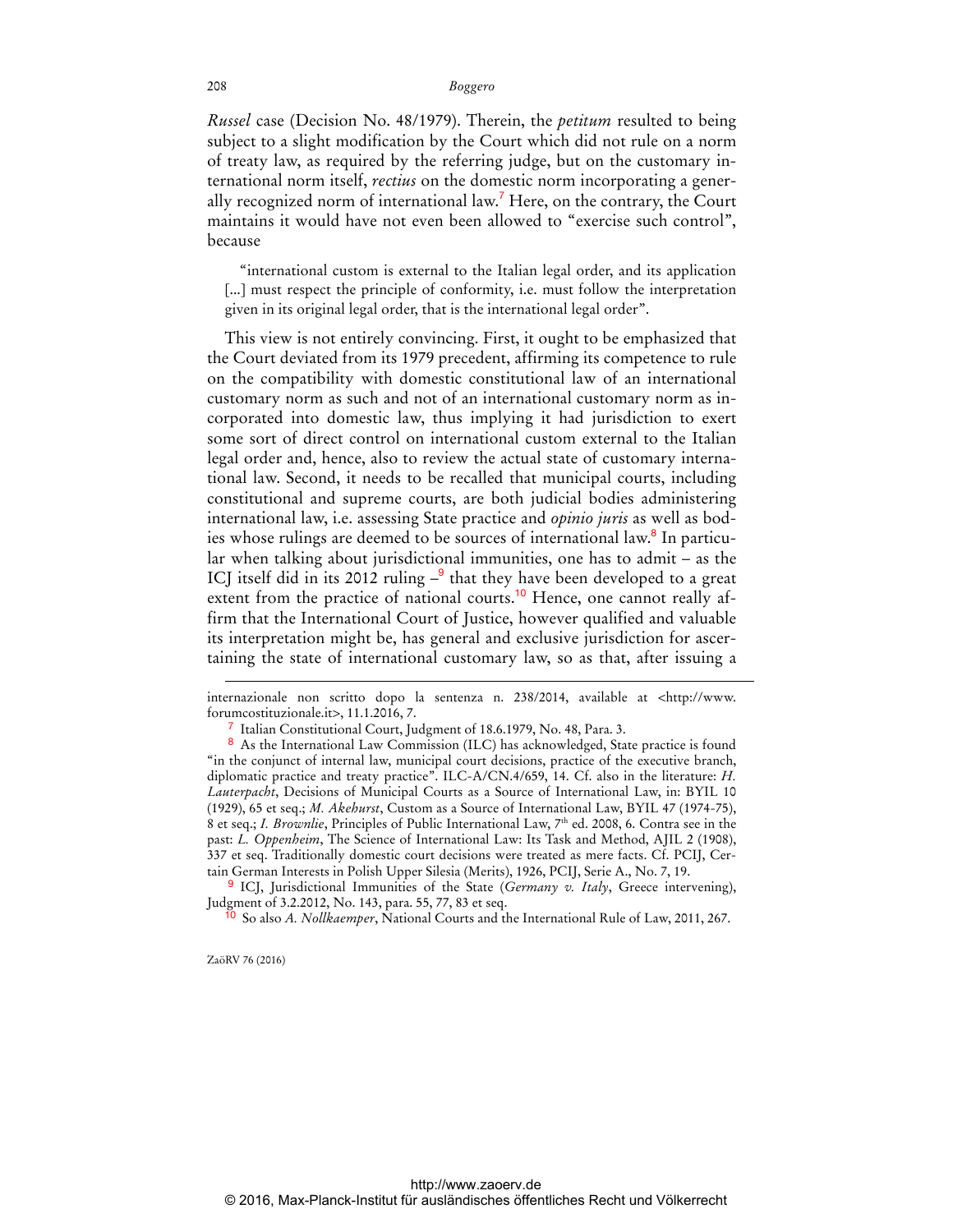*Russel* case (Decision No. 48/1979). Therein, the *petitum* resulted to being subject to a slight modification by the Court which did not rule on a norm of treaty law, as required by the referring judge, but on the customary international norm itself, *rectius* on the domestic norm incorporating a generally recognized norm of international law.[7] Here, on the contrary, the Court maintains it would have not even been allowed to "exercise such control", because

> "international custom is external to the Italian legal order, and its application [...] must respect the principle of conformity, i.e. must follow the interpretation given in its original legal order, that is the international legal order".

This view is not entirely convincing. First, it ought to be emphasized that the Court deviated from its 1979 precedent, affirming its competence to rule on the compatibility with domestic constitutional law of an international customary norm as such and not of an international customary norm as incorporated into domestic law, thus implying it had jurisdiction to exert some sort of direct control on international custom external to the Italian legal order and, hence, also to review the actual state of customary international law. Second, it needs to be recalled that municipal courts, including constitutional and supreme courts, are both judicial bodies administering international law, i.e. assessing State practice and *opinio juris* as well as bodies whose rulings are deemed to be sources of international law.[8] In particular when talking about jurisdictional immunities, one has to admit – as the ICJ itself did in its 2012 ruling –[9] that they have been developed to a great extent from the practice of national courts.[10] Hence, one cannot really affirm that the International Court of Justice, however qualified and valuable its interpretation might be, has general and exclusive jurisdiction for ascertaining the state of international customary law, so as that, after issuing a

---

internazionale non scritto dopo la sentenza n. 238/2014, available at <http://www.forumcostituzionale.it>, 11.1.2016, 7.

[7] Italian Constitutional Court, Judgment of 18.6.1979, No. 48, Para. 3.

[8] As the International Law Commission (ILC) has acknowledged, State practice is found "in the conjunct of internal law, municipal court decisions, practice of the executive branch, diplomatic practice and treaty practice". ILC-A/CN.4/659, 14. Cf. also in the literature: *H. Lauterpacht*, Decisions of Municipal Courts as a Source of International Law, in: BYIL 10 (1929), 65 et seq.; *M. Akehurst*, Custom as a Source of International Law, BYIL 47 (1974-75), 8 et seq.; *I. Brownlie*, Principles of Public International Law, 7th ed. 2008, 6. Contra see in the past: *L. Oppenheim*, The Science of International Law: Its Task and Method, AJIL 2 (1908), 337 et seq. Traditionally domestic court decisions were treated as mere facts. Cf. PCIJ, Certain German Interests in Polish Upper Silesia (Merits), 1926, PCIJ, Serie A., No. 7, 19.

[9] ICJ, Jurisdictional Immunities of the State (*Germany v. Italy*, Greece intervening), Judgment of 3.2.2012, No. 143, para. 55, 77, 83 et seq.

[10] So also *A. Nollkaemper*, National Courts and the International Rule of Law, 2011, 267.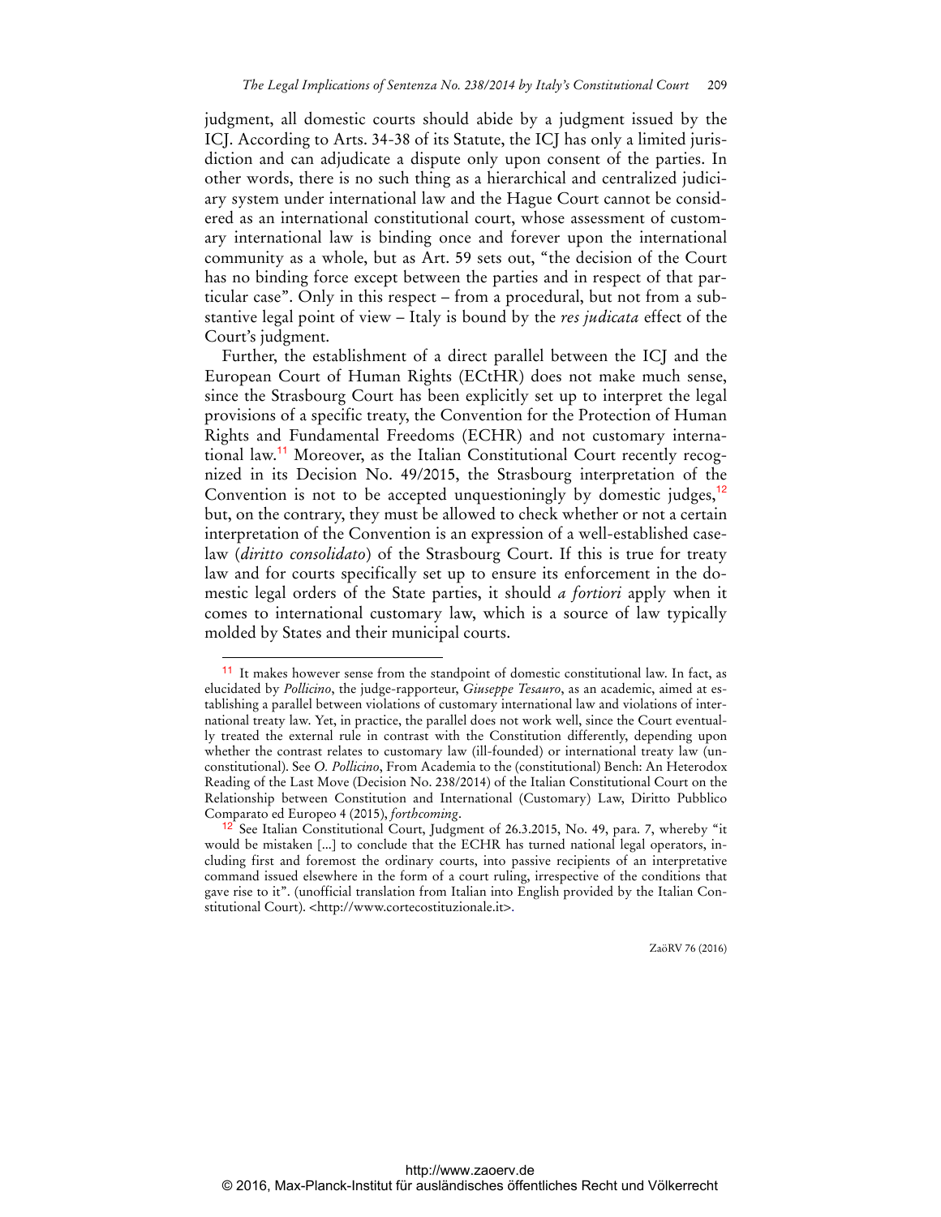judgment, all domestic courts should abide by a judgment issued by the ICJ. According to Arts. 34-38 of its Statute, the ICJ has only a limited jurisdiction and can adjudicate a dispute only upon consent of the parties. In other words, there is no such thing as a hierarchical and centralized judiciary system under international law and the Hague Court cannot be considered as an international constitutional court, whose assessment of customary international law is binding once and forever upon the international community as a whole, but as Art. 59 sets out, "the decision of the Court has no binding force except between the parties and in respect of that particular case". Only in this respect – from a procedural, but not from a substantive legal point of view – Italy is bound by the *res judicata* effect of the Court's judgment.

Further, the establishment of a direct parallel between the ICJ and the European Court of Human Rights (ECtHR) does not make much sense, since the Strasbourg Court has been explicitly set up to interpret the legal provisions of a specific treaty, the Convention for the Protection of Human Rights and Fundamental Freedoms (ECHR) and not customary international law.[11] Moreover, as the Italian Constitutional Court recently recognized in its Decision No. 49/2015, the Strasbourg interpretation of the Convention is not to be accepted unquestioningly by domestic judges,[12] but, on the contrary, they must be allowed to check whether or not a certain interpretation of the Convention is an expression of a well-established case-law (*diritto consolidato*) of the Strasbourg Court. If this is true for treaty law and for courts specifically set up to ensure its enforcement in the domestic legal orders of the State parties, it should *a fortiori* apply when it comes to international customary law, which is a source of law typically molded by States and their municipal courts.

---

[11] It makes however sense from the standpoint of domestic constitutional law. In fact, as elucidated by *Pollicino*, the judge-rapporteur, *Giuseppe Tesauro*, as an academic, aimed at establishing a parallel between violations of customary international law and violations of international treaty law. Yet, in practice, the parallel does not work well, since the Court eventually treated the external rule in contrast with the Constitution differently, depending upon whether the contrast relates to customary law (ill-founded) or international treaty law (unconstitutional). See *O. Pollicino*, From Academia to the (constitutional) Bench: An Heterodox Reading of the Last Move (Decision No. 238/2014) of the Italian Constitutional Court on the Relationship between Constitution and International (Customary) Law, Diritto Pubblico Comparato ed Europeo 4 (2015), *forthcoming*.

[12] See Italian Constitutional Court, Judgment of 26.3.2015, No. 49, para. 7, whereby "it would be mistaken [...] to conclude that the ECHR has turned national legal operators, including first and foremost the ordinary courts, into passive recipients of an interpretative command issued elsewhere in the form of a court ruling, irrespective of the conditions that gave rise to it". (unofficial translation from Italian into English provided by the Italian Constitutional Court). <http://www.cortecostituzionale.it>.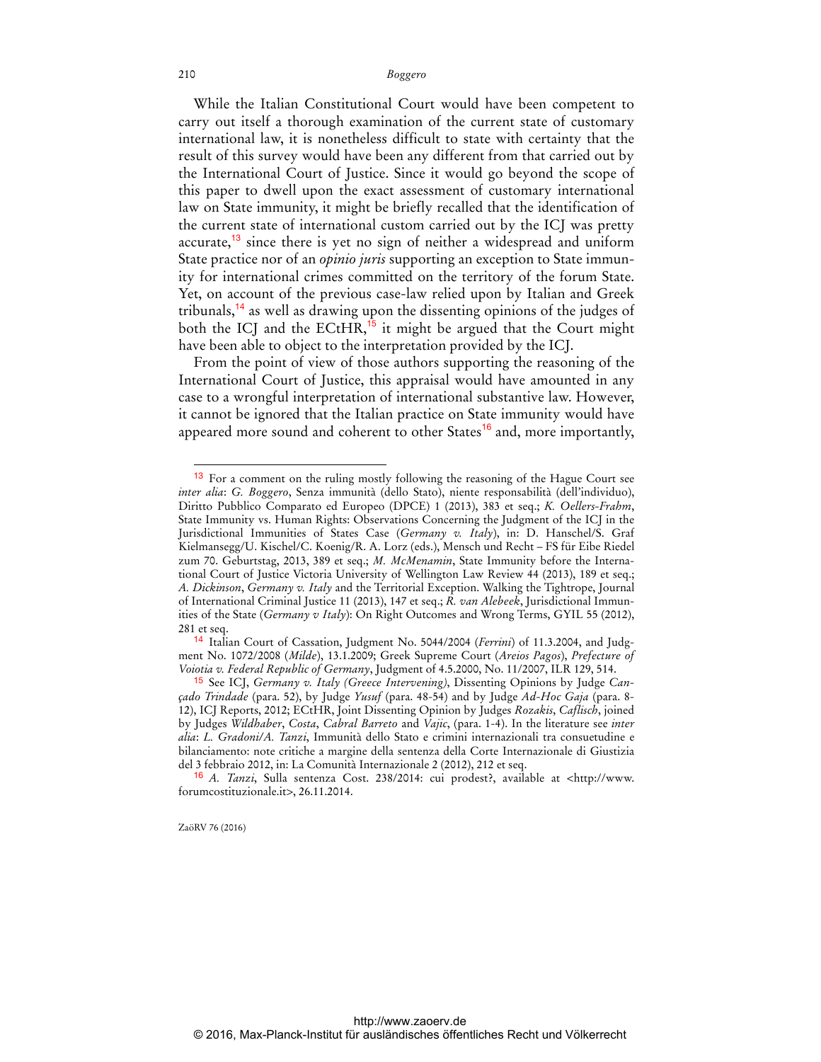While the Italian Constitutional Court would have been competent to carry out itself a thorough examination of the current state of customary international law, it is nonetheless difficult to state with certainty that the result of this survey would have been any different from that carried out by the International Court of Justice. Since it would go beyond the scope of this paper to dwell upon the exact assessment of customary international law on State immunity, it might be briefly recalled that the identification of the current state of international custom carried out by the ICJ was pretty accurate,[13] since there is yet no sign of neither a widespread and uniform State practice nor of an *opinio juris* supporting an exception to State immunity for international crimes committed on the territory of the forum State. Yet, on account of the previous case-law relied upon by Italian and Greek tribunals,[14] as well as drawing upon the dissenting opinions of the judges of both the ICJ and the ECtHR,[15] it might be argued that the Court might have been able to object to the interpretation provided by the ICJ.

From the point of view of those authors supporting the reasoning of the International Court of Justice, this appraisal would have amounted in any case to a wrongful interpretation of international substantive law. However, it cannot be ignored that the Italian practice on State immunity would have appeared more sound and coherent to other States[16] and, more importantly,

---

[13] For a comment on the ruling mostly following the reasoning of the Hague Court see *inter alia*: *G. Boggero*, Senza immunità (dello Stato), niente responsabilità (dell'individuo), Diritto Pubblico Comparato ed Europeo (DPCE) 1 (2013), 383 et seq.; *K. Oellers-Frahm*, State Immunity vs. Human Rights: Observations Concerning the Judgment of the ICJ in the Jurisdictional Immunities of States Case (*Germany v. Italy*), in: D. Hanschel/S. Graf Kielmansegg/U. Kischel/C. Koenig/R. A. Lorz (eds.), Mensch und Recht – FS für Eibe Riedel zum 70. Geburtstag, 2013, 389 et seq.; *M. McMenamin*, State Immunity before the International Court of Justice Victoria University of Wellington Law Review 44 (2013), 189 et seq.; *A. Dickinson*, *Germany v. Italy* and the Territorial Exception. Walking the Tightrope, Journal of International Criminal Justice 11 (2013), 147 et seq.; *R. van Alebeek*, Jurisdictional Immunities of the State (*Germany v Italy*): On Right Outcomes and Wrong Terms, GYIL 55 (2012), 281 et seq.

[14] Italian Court of Cassation, Judgment No. 5044/2004 (*Ferrini*) of 11.3.2004, and Judgment No. 1072/2008 (*Milde*), 13.1.2009; Greek Supreme Court (*Areios Pagos*), *Prefecture of Voiotia v. Federal Republic of Germany*, Judgment of 4.5.2000, No. 11/2007, ILR 129, 514.

[15] See ICJ, *Germany v. Italy (Greece Intervening)*, Dissenting Opinions by Judge *Cançado Trindade* (para. 52), by Judge *Yusuf* (para. 48-54) and by Judge *Ad-Hoc Gaja* (para. 8-12), ICJ Reports, 2012; ECtHR, Joint Dissenting Opinion by Judges *Rozakis*, *Caflisch*, joined by Judges *Wildhaber*, *Costa*, *Cabral Barreto* and *Vajic*, (para. 1-4). In the literature see *inter alia*: *L. Gradoni/A. Tanzi*, Immunità dello Stato e crimini internazionali tra consuetudine e bilanciamento: note critiche a margine della sentenza della Corte Internazionale di Giustizia del 3 febbraio 2012, in: La Comunità Internazionale 2 (2012), 212 et seq.

[16] *A. Tanzi*, Sulla sentenza Cost. 238/2014: cui prodest?, available at <http://www.forumcostituzionale.it>, 26.11.2014.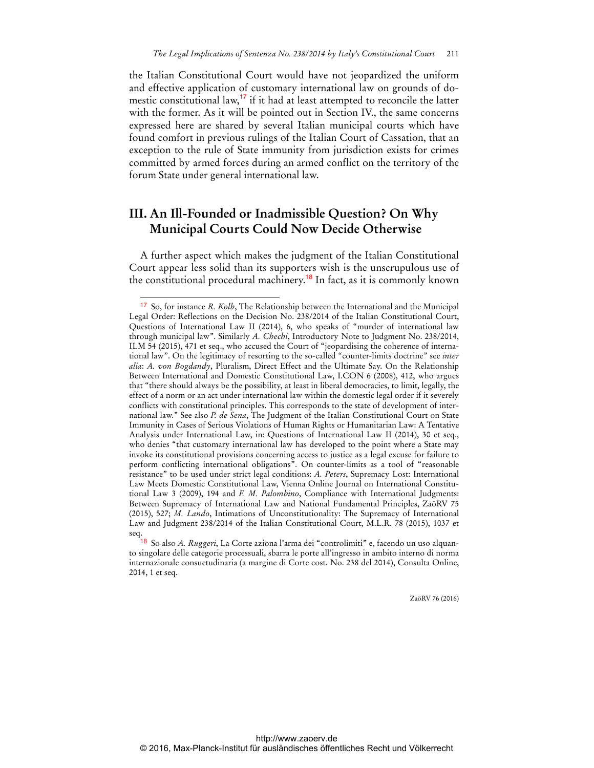the Italian Constitutional Court would have not jeopardized the uniform and effective application of customary international law on grounds of domestic constitutional law,[17] if it had at least attempted to reconcile the latter with the former. As it will be pointed out in Section IV., the same concerns expressed here are shared by several Italian municipal courts which have found comfort in previous rulings of the Italian Court of Cassation, that an exception to the rule of State immunity from jurisdiction exists for crimes committed by armed forces during an armed conflict on the territory of the forum State under general international law.

## III. An Ill-Founded or Inadmissible Question? On Why Municipal Courts Could Now Decide Otherwise

A further aspect which makes the judgment of the Italian Constitutional Court appear less solid than its supporters wish is the unscrupulous use of the constitutional procedural machinery.[18] In fact, as it is commonly known

---

[17] So, for instance *R. Kolb*, The Relationship between the International and the Municipal Legal Order: Reflections on the Decision No. 238/2014 of the Italian Constitutional Court, Questions of International Law II (2014), 6, who speaks of "murder of international law through municipal law". Similarly *A. Chechi*, Introductory Note to Judgment No. 238/2014, ILM 54 (2015), 471 et seq., who accused the Court of "jeopardising the coherence of international law". On the legitimacy of resorting to the so-called "counter-limits doctrine" see *inter alia*: *A. von Bogdandy*, Pluralism, Direct Effect and the Ultimate Say. On the Relationship Between International and Domestic Constitutional Law, I.CON 6 (2008), 412, who argues that "there should always be the possibility, at least in liberal democracies, to limit, legally, the effect of a norm or an act under international law within the domestic legal order if it severely conflicts with constitutional principles. This corresponds to the state of development of international law." See also *P. de Sena*, The Judgment of the Italian Constitutional Court on State Immunity in Cases of Serious Violations of Human Rights or Humanitarian Law: A Tentative Analysis under International Law, in: Questions of International Law II (2014), 30 et seq., who denies "that customary international law has developed to the point where a State may invoke its constitutional provisions concerning access to justice as a legal excuse for failure to perform conflicting international obligations". On counter-limits as a tool of "reasonable resistance" to be used under strict legal conditions: *A. Peters*, Supremacy Lost: International Law Meets Domestic Constitutional Law, Vienna Online Journal on International Constitutional Law 3 (2009), 194 and *F. M. Palombino*, Compliance with International Judgments: Between Supremacy of International Law and National Fundamental Principles, ZaöRV 75 (2015), 527; *M. Lando*, Intimations of Unconstitutionality: The Supremacy of International Law and Judgment 238/2014 of the Italian Constitutional Court, M.L.R. 78 (2015), 1037 et seq.

[18] So also *A. Ruggeri*, La Corte aziona l'arma dei "controlimiti" e, facendo un uso alquanto singolare delle categorie processuali, sbarra le porte all'ingresso in ambito interno di norma internazionale consuetudinaria (a margine di Corte cost. No. 238 del 2014), Consulta Online, 2014, 1 et seq.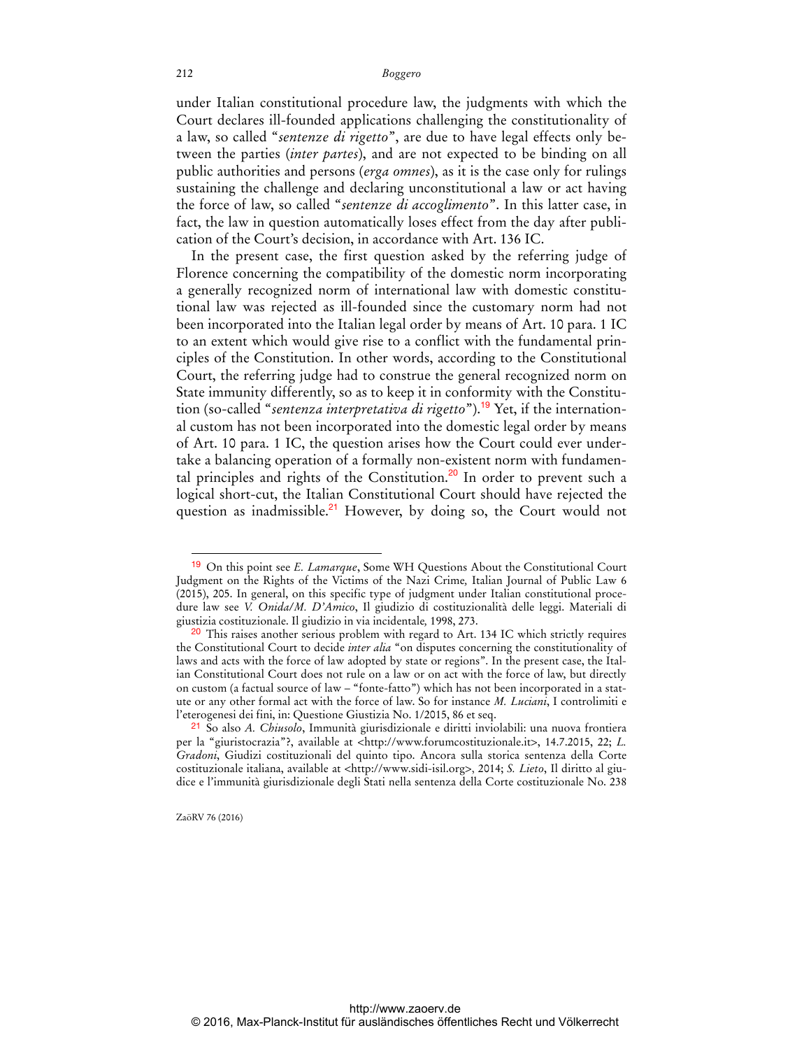under Italian constitutional procedure law, the judgments with which the Court declares ill-founded applications challenging the constitutionality of a law, so called "*sentenze di rigetto*", are due to have legal effects only between the parties (*inter partes*), and are not expected to be binding on all public authorities and persons (*erga omnes*), as it is the case only for rulings sustaining the challenge and declaring unconstitutional a law or act having the force of law, so called "*sentenze di accoglimento*". In this latter case, in fact, the law in question automatically loses effect from the day after publication of the Court's decision, in accordance with Art. 136 IC.

In the present case, the first question asked by the referring judge of Florence concerning the compatibility of the domestic norm incorporating a generally recognized norm of international law with domestic constitutional law was rejected as ill-founded since the customary norm had not been incorporated into the Italian legal order by means of Art. 10 para. 1 IC to an extent which would give rise to a conflict with the fundamental principles of the Constitution. In other words, according to the Constitutional Court, the referring judge had to construe the general recognized norm on State immunity differently, so as to keep it in conformity with the Constitution (so-called "*sentenza interpretativa di rigetto*").[19] Yet, if the international custom has not been incorporated into the domestic legal order by means of Art. 10 para. 1 IC, the question arises how the Court could ever undertake a balancing operation of a formally non-existent norm with fundamental principles and rights of the Constitution.[20] In order to prevent such a logical short-cut, the Italian Constitutional Court should have rejected the question as inadmissible.[21] However, by doing so, the Court would not

---

[19] On this point see *E. Lamarque*, Some WH Questions About the Constitutional Court Judgment on the Rights of the Victims of the Nazi Crime, Italian Journal of Public Law 6 (2015), 205. In general, on this specific type of judgment under Italian constitutional procedure law see *V. Onida/M. D'Amico*, Il giudizio di costituzionalità delle leggi. Materiali di giustizia costituzionale. Il giudizio in via incidentale, 1998, 273.

[20] This raises another serious problem with regard to Art. 134 IC which strictly requires the Constitutional Court to decide *inter alia* "on disputes concerning the constitutionality of laws and acts with the force of law adopted by state or regions". In the present case, the Italian Constitutional Court does not rule on a law or on act with the force of law, but directly on custom (a factual source of law – "fonte-fatto") which has not been incorporated in a statute or any other formal act with the force of law. So for instance *M. Luciani*, I controlimiti e l'eterogenesi dei fini, in: Questione Giustizia No. 1/2015, 86 et seq.

[21] So also *A. Chiusolo*, Immunità giurisdizionale e diritti inviolabili: una nuova frontiera per la "giuristocrazia"?, available at <http://www.forumcostituzionale.it>, 14.7.2015, 22; *L. Gradoni*, Giudizi costituzionali del quinto tipo. Ancora sulla storica sentenza della Corte costituzionale italiana, available at <http://www.sidi-isil.org>, 2014; *S. Lieto*, Il diritto al giudice e l'immunità giurisdizionale degli Stati nella sentenza della Corte costituzionale No. 238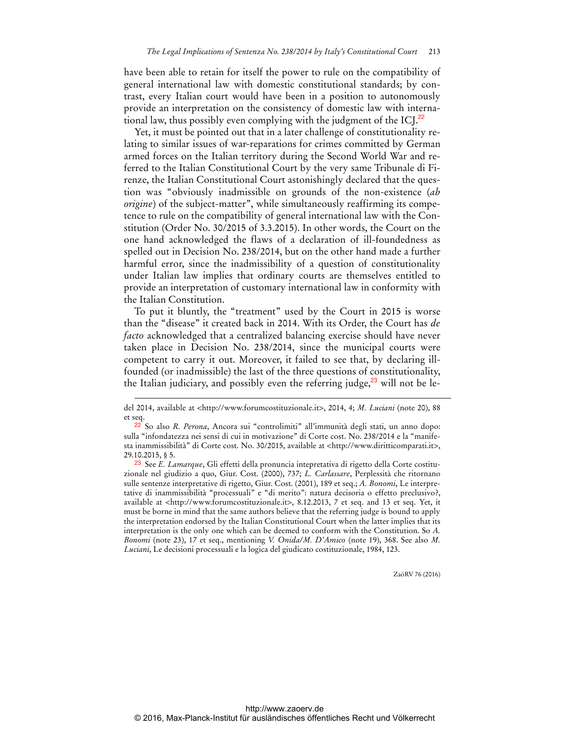have been able to retain for itself the power to rule on the compatibility of general international law with domestic constitutional standards; by contrast, every Italian court would have been in a position to autonomously provide an interpretation on the consistency of domestic law with international law, thus possibly even complying with the judgment of the ICJ.[22]

Yet, it must be pointed out that in a later challenge of constitutionality relating to similar issues of war-reparations for crimes committed by German armed forces on the Italian territory during the Second World War and referred to the Italian Constitutional Court by the very same Tribunale di Firenze, the Italian Constitutional Court astonishingly declared that the question was "obviously inadmissible on grounds of the non-existence (*ab origine*) of the subject-matter", while simultaneously reaffirming its competence to rule on the compatibility of general international law with the Constitution (Order No. 30/2015 of 3.3.2015). In other words, the Court on the one hand acknowledged the flaws of a declaration of ill-foundedness as spelled out in Decision No. 238/2014, but on the other hand made a further harmful error, since the inadmissibility of a question of constitutionality under Italian law implies that ordinary courts are themselves entitled to provide an interpretation of customary international law in conformity with the Italian Constitution.

To put it bluntly, the "treatment" used by the Court in 2015 is worse than the "disease" it created back in 2014. With its Order, the Court has *de facto* acknowledged that a centralized balancing exercise should have never taken place in Decision No. 238/2014, since the municipal courts were competent to carry it out. Moreover, it failed to see that, by declaring ill-founded (or inadmissible) the last of the three questions of constitutionality, the Italian judiciary, and possibly even the referring judge,[23] will not be le-

---

del 2014, available at <http://www.forumcostituzionale.it>, 2014, 4; *M. Luciani* (note 20), 88 et seq.

[22] So also *R. Perona*, Ancora sui "controlimiti" all'immunità degli stati, un anno dopo: sulla "infondatezza nei sensi di cui in motivazione" di Corte cost. No. 238/2014 e la "manifesta inammissibilità" di Corte cost. No. 30/2015, available at <http://www.diritticomparati.it>, 29.10.2015, § 5.

[23] See *E. Lamarque*, Gli effetti della pronuncia intepretativa di rigetto della Corte costituzionale nel giudizio a quo, Giur. Cost. (2000), 737; *L. Carlassare*, Perplessità che ritornano sulle sentenze interpretative di rigetto, Giur. Cost. (2001), 189 et seq.; *A. Bonomi*, Le interpretative di inammissibilità "processuali" e "di merito": natura decisoria o effetto preclusivo?, available at <http://www.forumcostituzionale.it>, 8.12.2013, 7 et seq. and 13 et seq. Yet, it must be borne in mind that the same authors believe that the referring judge is bound to apply the interpretation endorsed by the Italian Constitutional Court when the latter implies that its interpretation is the only one which can be deemed to conform with the Constitution. So *A. Bonomi* (note 23), 17 et seq., mentioning *V. Onida/M. D'Amico* (note 19), 368. See also *M. Luciani*, Le decisioni processuali e la logica del giudicato costituzionale, 1984, 123.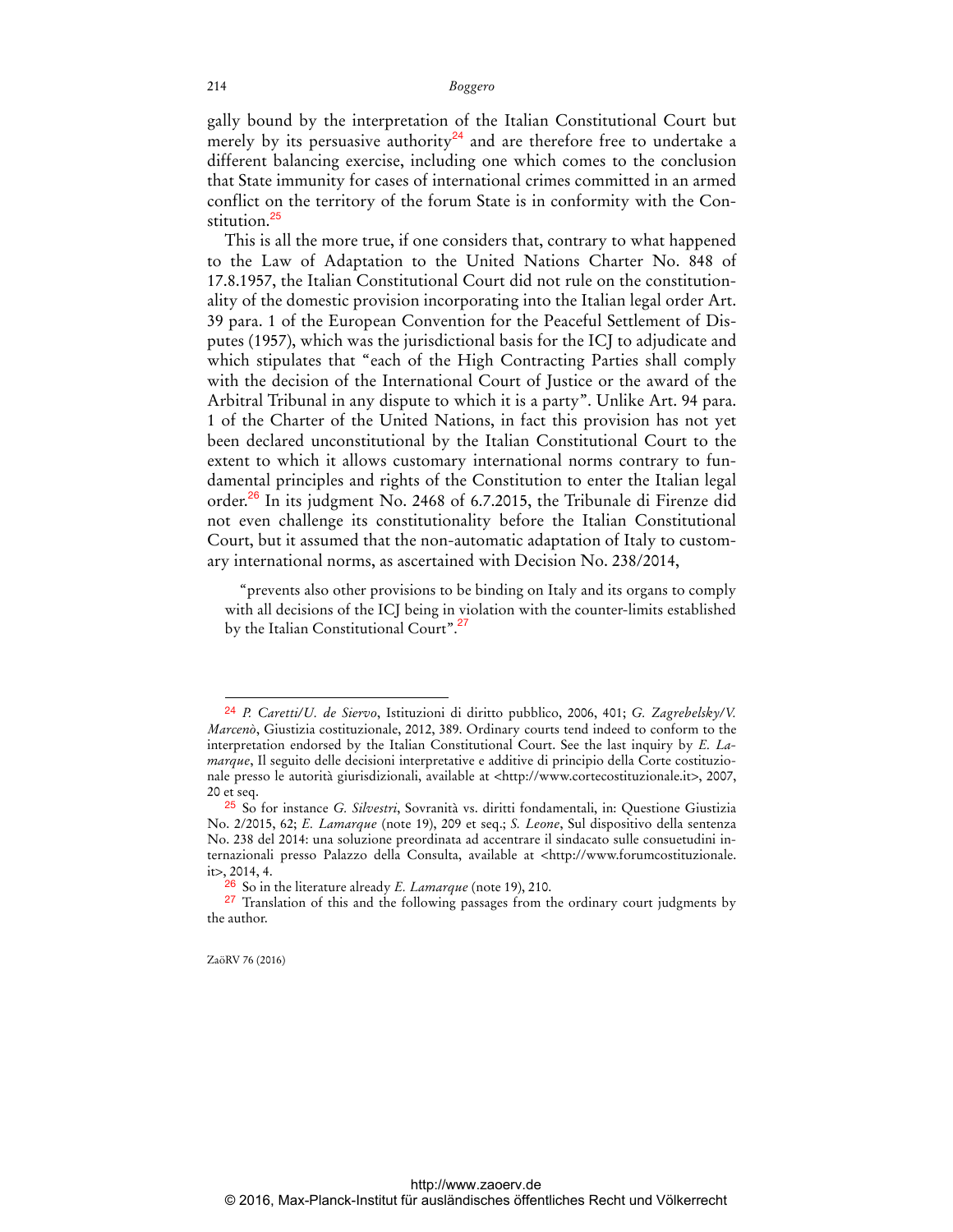gally bound by the interpretation of the Italian Constitutional Court but merely by its persuasive authority[24] and are therefore free to undertake a different balancing exercise, including one which comes to the conclusion that State immunity for cases of international crimes committed in an armed conflict on the territory of the forum State is in conformity with the Constitution.[25]

This is all the more true, if one considers that, contrary to what happened to the Law of Adaptation to the United Nations Charter No. 848 of 17.8.1957, the Italian Constitutional Court did not rule on the constitutionality of the domestic provision incorporating into the Italian legal order Art. 39 para. 1 of the European Convention for the Peaceful Settlement of Disputes (1957), which was the jurisdictional basis for the ICJ to adjudicate and which stipulates that "each of the High Contracting Parties shall comply with the decision of the International Court of Justice or the award of the Arbitral Tribunal in any dispute to which it is a party". Unlike Art. 94 para. 1 of the Charter of the United Nations, in fact this provision has not yet been declared unconstitutional by the Italian Constitutional Court to the extent to which it allows customary international norms contrary to fundamental principles and rights of the Constitution to enter the Italian legal order.[26] In its judgment No. 2468 of 6.7.2015, the Tribunale di Firenze did not even challenge its constitutionality before the Italian Constitutional Court, but it assumed that the non-automatic adaptation of Italy to customary international norms, as ascertained with Decision No. 238/2014,

> "prevents also other provisions to be binding on Italy and its organs to comply with all decisions of the ICJ being in violation with the counter-limits established by the Italian Constitutional Court".[27]

---

[24] *P. Caretti/U. de Siervo*, Istituzioni di diritto pubblico, 2006, 401; *G. Zagrebelsky/V. Marcenò*, Giustizia costituzionale, 2012, 389. Ordinary courts tend indeed to conform to the interpretation endorsed by the Italian Constitutional Court. See the last inquiry by *E. Lamarque*, Il seguito delle decisioni interpretative e additive di principio della Corte costituzionale presso le autorità giurisdizionali, available at <http://www.cortecostituzionale.it>, 2007, 20 et seq.

[25] So for instance *G. Silvestri*, Sovranità vs. diritti fondamentali, in: Questione Giustizia No. 2/2015, 62; *E. Lamarque* (note 19), 209 et seq.; *S. Leone*, Sul dispositivo della sentenza No. 238 del 2014: una soluzione preordinata ad accentrare il sindacato sulle consuetudini internazionali presso Palazzo della Consulta, available at <http://www.forumcostituzionale.it>, 2014, 4.

[26] So in the literature already *E. Lamarque* (note 19), 210.

[27] Translation of this and the following passages from the ordinary court judgments by the author.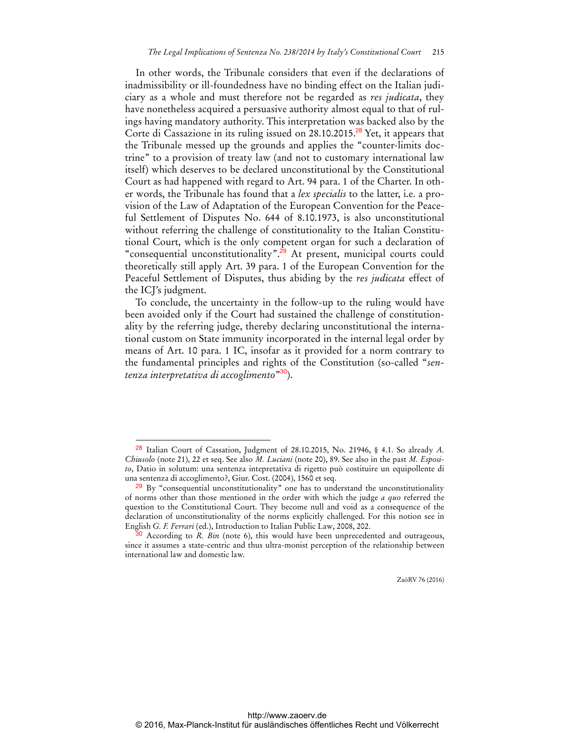In other words, the Tribunale considers that even if the declarations of inadmissibility or ill-foundedness have no binding effect on the Italian judiciary as a whole and must therefore not be regarded as *res judicata*, they have nonetheless acquired a persuasive authority almost equal to that of rulings having mandatory authority. This interpretation was backed also by the Corte di Cassazione in its ruling issued on 28.10.2015.[28] Yet, it appears that the Tribunale messed up the grounds and applies the "counter-limits doctrine" to a provision of treaty law (and not to customary international law itself) which deserves to be declared unconstitutional by the Constitutional Court as had happened with regard to Art. 94 para. 1 of the Charter. In other words, the Tribunale has found that a *lex specialis* to the latter, i.e. a provision of the Law of Adaptation of the European Convention for the Peaceful Settlement of Disputes No. 644 of 8.10.1973, is also unconstitutional without referring the challenge of constitutionality to the Italian Constitutional Court, which is the only competent organ for such a declaration of "consequential unconstitutionality".[29] At present, municipal courts could theoretically still apply Art. 39 para. 1 of the European Convention for the Peaceful Settlement of Disputes, thus abiding by the *res judicata* effect of the ICJ's judgment.

To conclude, the uncertainty in the follow-up to the ruling would have been avoided only if the Court had sustained the challenge of constitutionality by the referring judge, thereby declaring unconstitutional the international custom on State immunity incorporated in the internal legal order by means of Art. 10 para. 1 IC, insofar as it provided for a norm contrary to the fundamental principles and rights of the Constitution (so-called "*sentenza interpretativa di accoglimento*"[30]).

---

[28] Italian Court of Cassation, Judgment of 28.10.2015, No. 21946, § 4.1. So already *A. Chiusolo* (note 21), 22 et seq. See also *M. Luciani* (note 20), 89. See also in the past *M. Esposito*, Datio in solutum: una sentenza intepretativa di rigetto può costituire un equipollente di una sentenza di accoglimento?, Giur. Cost. (2004), 1560 et seq.

[29] By "consequential unconstitutionality" one has to understand the unconstitutionality of norms other than those mentioned in the order with which the judge *a quo* referred the question to the Constitutional Court. They become null and void as a consequence of the declaration of unconstitutionality of the norms explicitly challenged. For this notion see in English *G. F. Ferrari* (ed.), Introduction to Italian Public Law, 2008, 202.

[30] According to *R. Bin* (note 6), this would have been unprecedented and outrageous, since it assumes a state-centric and thus ultra-monist perception of the relationship between international law and domestic law.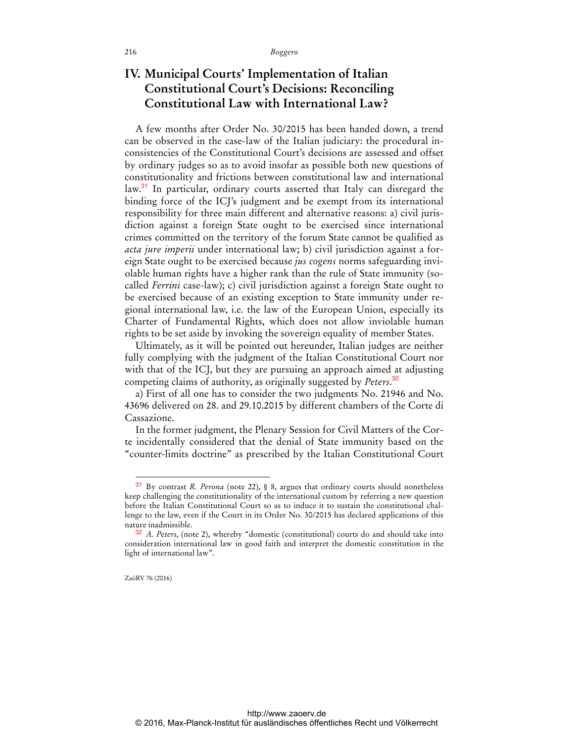## IV. Municipal Courts' Implementation of Italian Constitutional Court's Decisions: Reconciling Constitutional Law with International Law?

A few months after Order No. 30/2015 has been handed down, a trend can be observed in the case-law of the Italian judiciary: the procedural inconsistencies of the Constitutional Court's decisions are assessed and offset by ordinary judges so as to avoid insofar as possible both new questions of constitutionality and frictions between constitutional law and international law.[31] In particular, ordinary courts asserted that Italy can disregard the binding force of the ICJ's judgment and be exempt from its international responsibility for three main different and alternative reasons: a) civil jurisdiction against a foreign State ought to be exercised since international crimes committed on the territory of the forum State cannot be qualified as *acta jure imperii* under international law; b) civil jurisdiction against a foreign State ought to be exercised because *jus cogens* norms safeguarding inviolable human rights have a higher rank than the rule of State immunity (so-called *Ferrini* case-law); c) civil jurisdiction against a foreign State ought to be exercised because of an existing exception to State immunity under regional international law, i.e. the law of the European Union, especially its Charter of Fundamental Rights, which does not allow inviolable human rights to be set aside by invoking the sovereign equality of member States.

Ultimately, as it will be pointed out hereunder, Italian judges are neither fully complying with the judgment of the Italian Constitutional Court nor with that of the ICJ, but they are pursuing an approach aimed at adjusting competing claims of authority, as originally suggested by *Peters*.[32]

a) First of all one has to consider the two judgments No. 21946 and No. 43696 delivered on 28. and 29.10.2015 by different chambers of the Corte di Cassazione.

In the former judgment, the Plenary Session for Civil Matters of the Corte incidentally considered that the denial of State immunity based on the "counter-limits doctrine" as prescribed by the Italian Constitutional Court

---

[31] By contrast *R. Perona* (note 22), § 8, argues that ordinary courts should nonetheless keep challenging the constitutionality of the international custom by referring a new question before the Italian Constitutional Court so as to induce it to sustain the constitutional challenge to the law, even if the Court in its Order No. 30/2015 has declared applications of this nature inadmissible.

[32] *A. Peters*, (note 2), whereby "domestic (constitutional) courts do and should take into consideration international law in good faith and interpret the domestic constitution in the light of international law".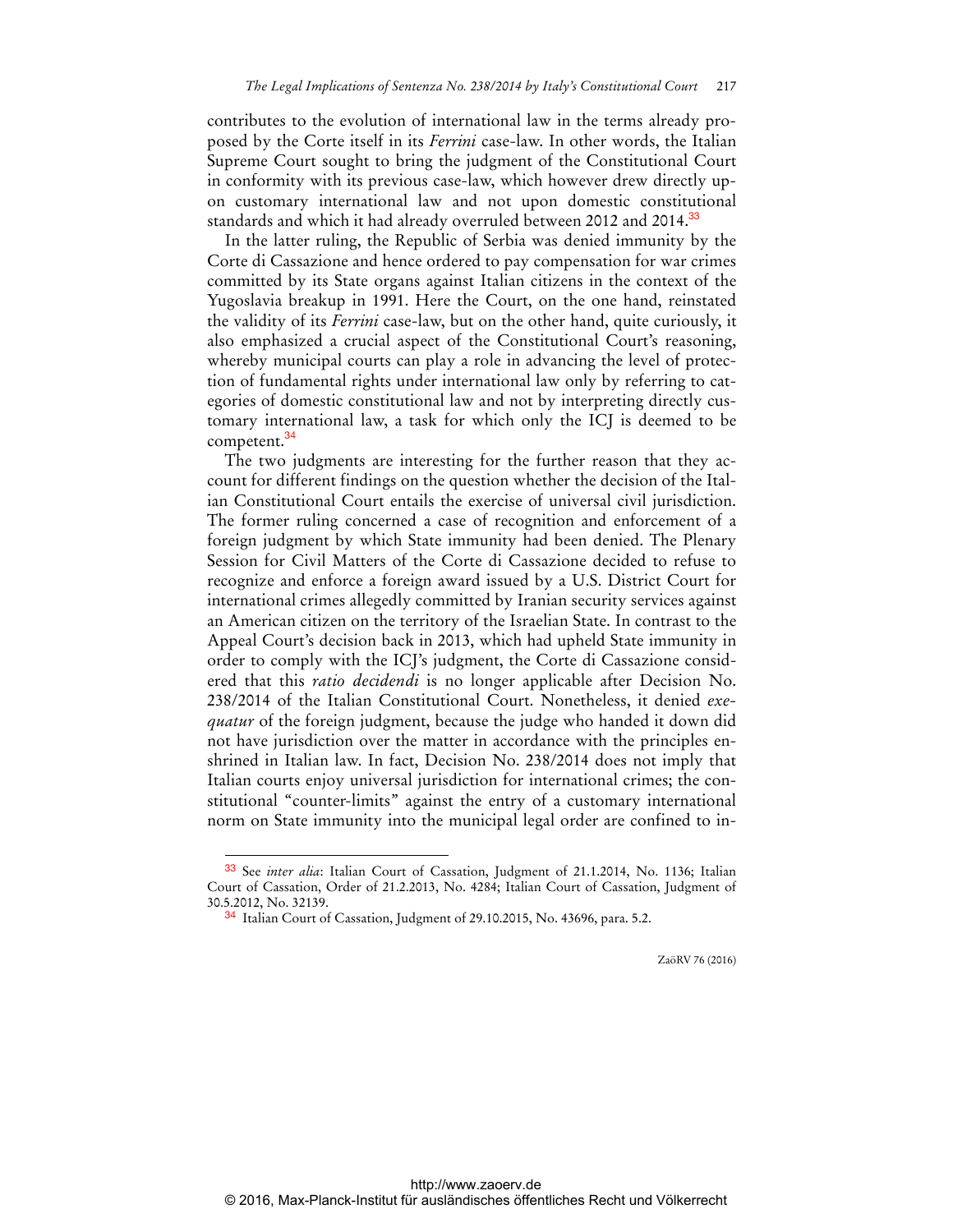contributes to the evolution of international law in the terms already proposed by the Corte itself in its *Ferrini* case-law. In other words, the Italian Supreme Court sought to bring the judgment of the Constitutional Court in conformity with its previous case-law, which however drew directly upon customary international law and not upon domestic constitutional standards and which it had already overruled between 2012 and 2014.[33]

In the latter ruling, the Republic of Serbia was denied immunity by the Corte di Cassazione and hence ordered to pay compensation for war crimes committed by its State organs against Italian citizens in the context of the Yugoslavia breakup in 1991. Here the Court, on the one hand, reinstated the validity of its *Ferrini* case-law, but on the other hand, quite curiously, it also emphasized a crucial aspect of the Constitutional Court's reasoning, whereby municipal courts can play a role in advancing the level of protection of fundamental rights under international law only by referring to categories of domestic constitutional law and not by interpreting directly customary international law, a task for which only the ICJ is deemed to be competent.[34]

The two judgments are interesting for the further reason that they account for different findings on the question whether the decision of the Italian Constitutional Court entails the exercise of universal civil jurisdiction. The former ruling concerned a case of recognition and enforcement of a foreign judgment by which State immunity had been denied. The Plenary Session for Civil Matters of the Corte di Cassazione decided to refuse to recognize and enforce a foreign award issued by a U.S. District Court for international crimes allegedly committed by Iranian security services against an American citizen on the territory of the Israelian State. In contrast to the Appeal Court's decision back in 2013, which had upheld State immunity in order to comply with the ICJ's judgment, the Corte di Cassazione considered that this *ratio decidendi* is no longer applicable after Decision No. 238/2014 of the Italian Constitutional Court. Nonetheless, it denied *exequatur* of the foreign judgment, because the judge who handed it down did not have jurisdiction over the matter in accordance with the principles enshrined in Italian law. In fact, Decision No. 238/2014 does not imply that Italian courts enjoy universal jurisdiction for international crimes; the constitutional "counter-limits" against the entry of a customary international norm on State immunity into the municipal legal order are confined to in-

---

[33] See *inter alia*: Italian Court of Cassation, Judgment of 21.1.2014, No. 1136; Italian Court of Cassation, Order of 21.2.2013, No. 4284; Italian Court of Cassation, Judgment of 30.5.2012, No. 32139.

[34] Italian Court of Cassation, Judgment of 29.10.2015, No. 43696, para. 5.2.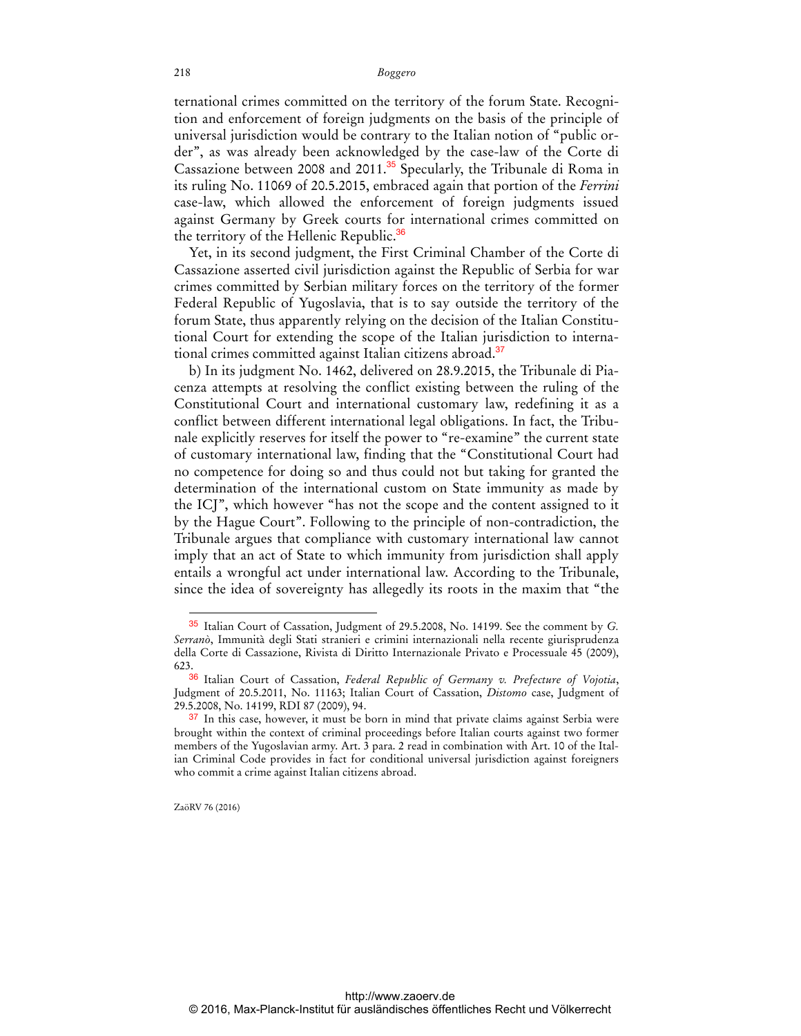ternational crimes committed on the territory of the forum State. Recognition and enforcement of foreign judgments on the basis of the principle of universal jurisdiction would be contrary to the Italian notion of "public order", as was already been acknowledged by the case-law of the Corte di Cassazione between 2008 and 2011.[35] Specularly, the Tribunale di Roma in its ruling No. 11069 of 20.5.2015, embraced again that portion of the *Ferrini* case-law, which allowed the enforcement of foreign judgments issued against Germany by Greek courts for international crimes committed on the territory of the Hellenic Republic.[36]

Yet, in its second judgment, the First Criminal Chamber of the Corte di Cassazione asserted civil jurisdiction against the Republic of Serbia for war crimes committed by Serbian military forces on the territory of the former Federal Republic of Yugoslavia, that is to say outside the territory of the forum State, thus apparently relying on the decision of the Italian Constitutional Court for extending the scope of the Italian jurisdiction to international crimes committed against Italian citizens abroad.[37]

b) In its judgment No. 1462, delivered on 28.9.2015, the Tribunale di Piacenza attempts at resolving the conflict existing between the ruling of the Constitutional Court and international customary law, redefining it as a conflict between different international legal obligations. In fact, the Tribunale explicitly reserves for itself the power to "re-examine" the current state of customary international law, finding that the "Constitutional Court had no competence for doing so and thus could not but taking for granted the determination of the international custom on State immunity as made by the ICJ", which however "has not the scope and the content assigned to it by the Hague Court". Following to the principle of non-contradiction, the Tribunale argues that compliance with customary international law cannot imply that an act of State to which immunity from jurisdiction shall apply entails a wrongful act under international law. According to the Tribunale, since the idea of sovereignty has allegedly its roots in the maxim that "the

---

[35] Italian Court of Cassation, Judgment of 29.5.2008, No. 14199. See the comment by *G. Serranò*, Immunità degli Stati stranieri e crimini internazionali nella recente giurisprudenza della Corte di Cassazione, Rivista di Diritto Internazionale Privato e Processuale 45 (2009), 623.

[36] Italian Court of Cassation, *Federal Republic of Germany v. Prefecture of Vojotia*, Judgment of 20.5.2011, No. 11163; Italian Court of Cassation, *Distomo* case, Judgment of 29.5.2008, No. 14199, RDI 87 (2009), 94.

[37] In this case, however, it must be born in mind that private claims against Serbia were brought within the context of criminal proceedings before Italian courts against two former members of the Yugoslavian army. Art. 3 para. 2 read in combination with Art. 10 of the Italian Criminal Code provides in fact for conditional universal jurisdiction against foreigners who commit a crime against Italian citizens abroad.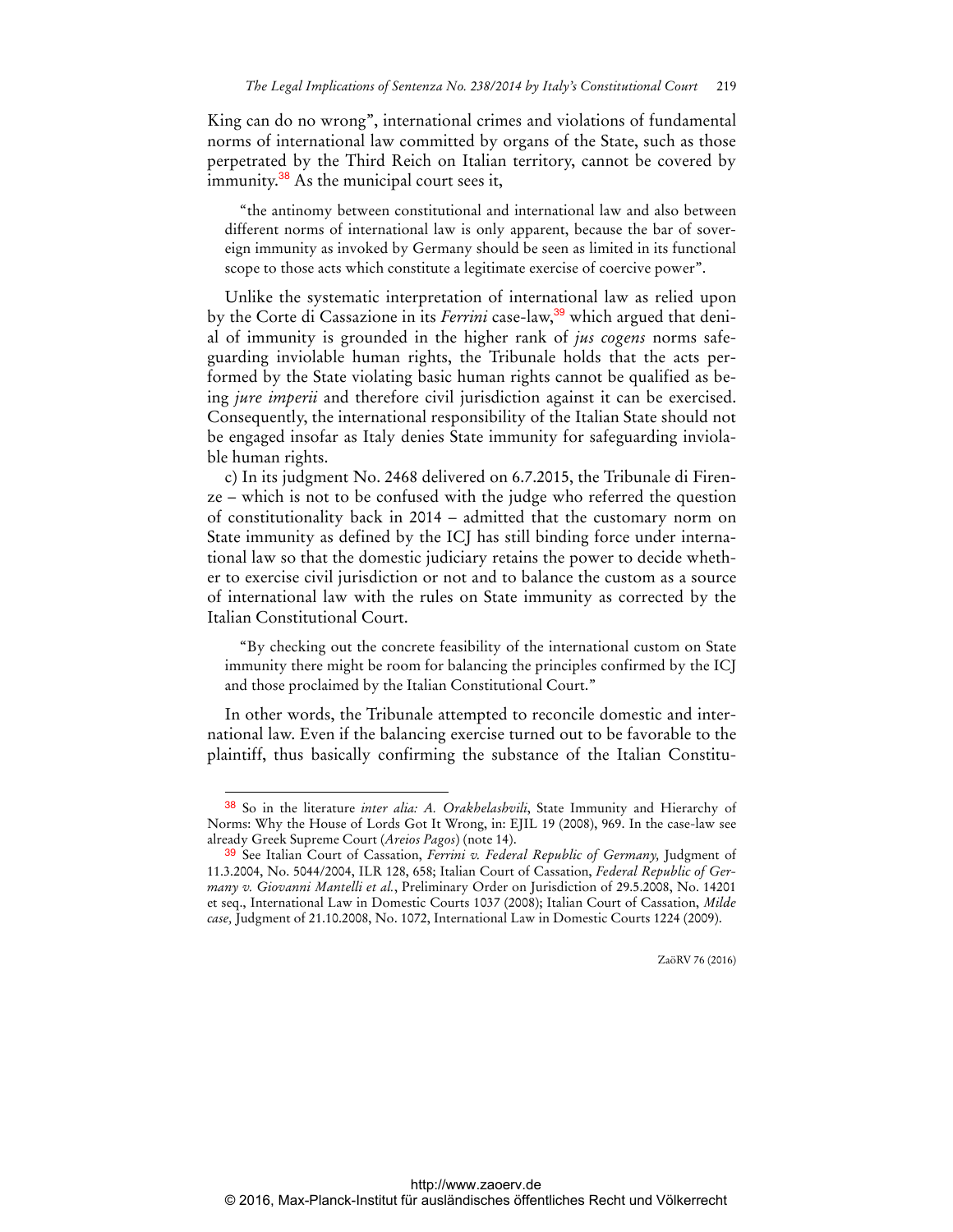King can do no wrong", international crimes and violations of fundamental norms of international law committed by organs of the State, such as those perpetrated by the Third Reich on Italian territory, cannot be covered by immunity.[38] As the municipal court sees it,

> "the antinomy between constitutional and international law and also between different norms of international law is only apparent, because the bar of sovereign immunity as invoked by Germany should be seen as limited in its functional scope to those acts which constitute a legitimate exercise of coercive power".

Unlike the systematic interpretation of international law as relied upon by the Corte di Cassazione in its *Ferrini* case-law,[39] which argued that denial of immunity is grounded in the higher rank of *jus cogens* norms safeguarding inviolable human rights, the Tribunale holds that the acts performed by the State violating basic human rights cannot be qualified as being *jure imperii* and therefore civil jurisdiction against it can be exercised. Consequently, the international responsibility of the Italian State should not be engaged insofar as Italy denies State immunity for safeguarding inviolable human rights.

c) In its judgment No. 2468 delivered on 6.7.2015, the Tribunale di Firenze – which is not to be confused with the judge who referred the question of constitutionality back in 2014 – admitted that the customary norm on State immunity as defined by the ICJ has still binding force under international law so that the domestic judiciary retains the power to decide whether to exercise civil jurisdiction or not and to balance the custom as a source of international law with the rules on State immunity as corrected by the Italian Constitutional Court.

> "By checking out the concrete feasibility of the international custom on State immunity there might be room for balancing the principles confirmed by the ICJ and those proclaimed by the Italian Constitutional Court."

In other words, the Tribunale attempted to reconcile domestic and international law. Even if the balancing exercise turned out to be favorable to the plaintiff, thus basically confirming the substance of the Italian Constitu-

---

[38] So in the literature *inter alia: A. Orakhelashvili*, State Immunity and Hierarchy of Norms: Why the House of Lords Got It Wrong, in: EJIL 19 (2008), 969. In the case-law see already Greek Supreme Court (*Areios Pagos*) (note 14).

[39] See Italian Court of Cassation, *Ferrini v. Federal Republic of Germany,* Judgment of 11.3.2004, No. 5044/2004, ILR 128, 658; Italian Court of Cassation, *Federal Republic of Germany v. Giovanni Mantelli et al.*, Preliminary Order on Jurisdiction of 29.5.2008, No. 14201 et seq., International Law in Domestic Courts 1037 (2008); Italian Court of Cassation, *Milde case,* Judgment of 21.10.2008, No. 1072, International Law in Domestic Courts 1224 (2009).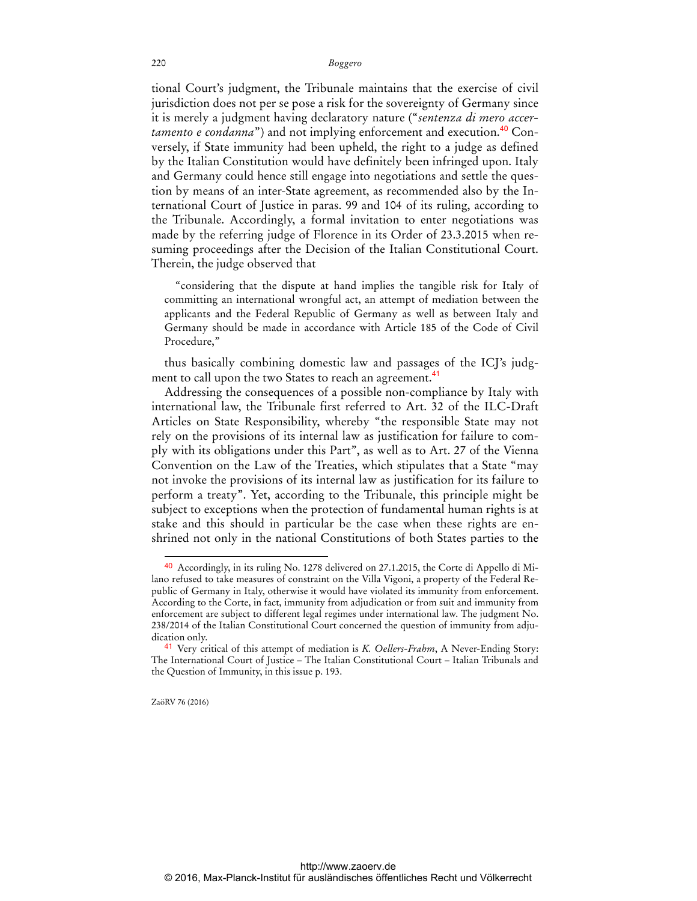tional Court's judgment, the Tribunale maintains that the exercise of civil jurisdiction does not per se pose a risk for the sovereignty of Germany since it is merely a judgment having declaratory nature ("*sentenza di mero accertamento e condanna*") and not implying enforcement and execution.[40] Conversely, if State immunity had been upheld, the right to a judge as defined by the Italian Constitution would have definitely been infringed upon. Italy and Germany could hence still engage into negotiations and settle the question by means of an inter-State agreement, as recommended also by the International Court of Justice in paras. 99 and 104 of its ruling, according to the Tribunale. Accordingly, a formal invitation to enter negotiations was made by the referring judge of Florence in its Order of 23.3.2015 when resuming proceedings after the Decision of the Italian Constitutional Court. Therein, the judge observed that

> "considering that the dispute at hand implies the tangible risk for Italy of committing an international wrongful act, an attempt of mediation between the applicants and the Federal Republic of Germany as well as between Italy and Germany should be made in accordance with Article 185 of the Code of Civil Procedure,"

thus basically combining domestic law and passages of the ICJ's judgment to call upon the two States to reach an agreement.[41]

Addressing the consequences of a possible non-compliance by Italy with international law, the Tribunale first referred to Art. 32 of the ILC-Draft Articles on State Responsibility, whereby "the responsible State may not rely on the provisions of its internal law as justification for failure to comply with its obligations under this Part", as well as to Art. 27 of the Vienna Convention on the Law of the Treaties, which stipulates that a State "may not invoke the provisions of its internal law as justification for its failure to perform a treaty". Yet, according to the Tribunale, this principle might be subject to exceptions when the protection of fundamental human rights is at stake and this should in particular be the case when these rights are enshrined not only in the national Constitutions of both States parties to the

---

[40] Accordingly, in its ruling No. 1278 delivered on 27.1.2015, the Corte di Appello di Milano refused to take measures of constraint on the Villa Vigoni, a property of the Federal Republic of Germany in Italy, otherwise it would have violated its immunity from enforcement. According to the Corte, in fact, immunity from adjudication or from suit and immunity from enforcement are subject to different legal regimes under international law. The judgment No. 238/2014 of the Italian Constitutional Court concerned the question of immunity from adjudication only.

[41] Very critical of this attempt of mediation is *K. Oellers-Frahm*, A Never-Ending Story: The International Court of Justice – The Italian Constitutional Court – Italian Tribunals and the Question of Immunity, in this issue p. 193.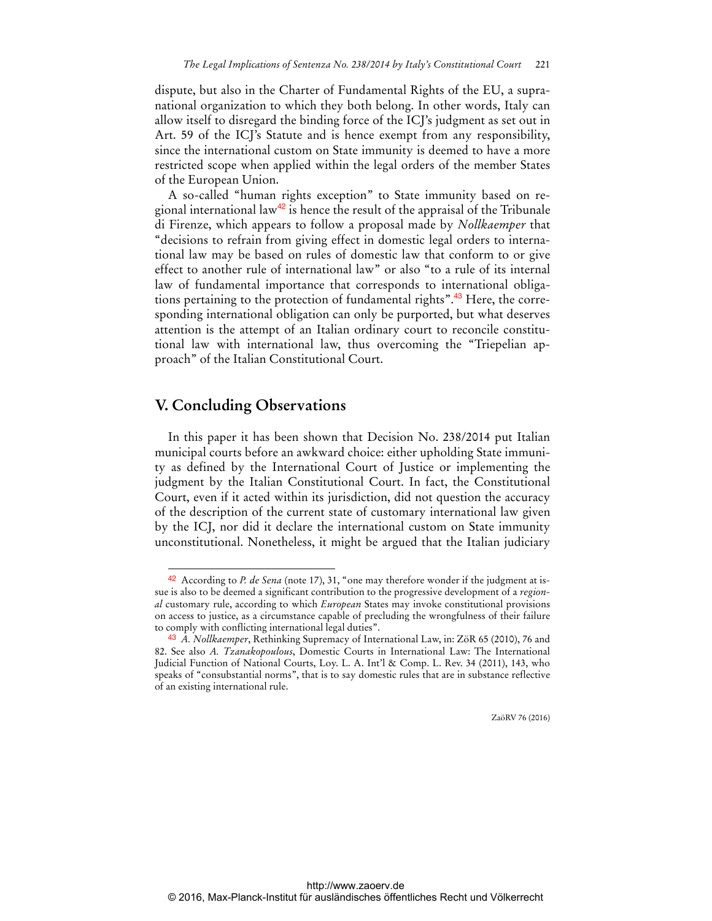dispute, but also in the Charter of Fundamental Rights of the EU, a supranational organization to which they both belong. In other words, Italy can allow itself to disregard the binding force of the ICJ's judgment as set out in Art. 59 of the ICJ's Statute and is hence exempt from any responsibility, since the international custom on State immunity is deemed to have a more restricted scope when applied within the legal orders of the member States of the European Union.

A so-called "human rights exception" to State immunity based on regional international law[42] is hence the result of the appraisal of the Tribunale di Firenze, which appears to follow a proposal made by *Nollkaemper* that "decisions to refrain from giving effect in domestic legal orders to international law may be based on rules of domestic law that conform to or give effect to another rule of international law" or also "to a rule of its internal law of fundamental importance that corresponds to international obligations pertaining to the protection of fundamental rights".[43] Here, the corresponding international obligation can only be purported, but what deserves attention is the attempt of an Italian ordinary court to reconcile constitutional law with international law, thus overcoming the "Triepelian approach" of the Italian Constitutional Court.

## V. Concluding Observations

In this paper it has been shown that Decision No. 238/2014 put Italian municipal courts before an awkward choice: either upholding State immunity as defined by the International Court of Justice or implementing the judgment by the Italian Constitutional Court. In fact, the Constitutional Court, even if it acted within its jurisdiction, did not question the accuracy of the description of the current state of customary international law given by the ICJ, nor did it declare the international custom on State immunity unconstitutional. Nonetheless, it might be argued that the Italian judiciary

---

[42] According to *P. de Sena* (note 17), 31, "one may therefore wonder if the judgment at issue is also to be deemed a significant contribution to the progressive development of a *regional* customary rule, according to which *European* States may invoke constitutional provisions on access to justice, as a circumstance capable of precluding the wrongfulness of their failure to comply with conflicting international legal duties".

[43] *A. Nollkaemper*, Rethinking Supremacy of International Law, in: ZöR 65 (2010), 76 and 82. See also *A. Tzanakopoulous*, Domestic Courts in International Law: The International Judicial Function of National Courts, Loy. L. A. Int'l & Comp. L. Rev. 34 (2011), 143, who speaks of "consubstantial norms", that is to say domestic rules that are in substance reflective of an existing international rule.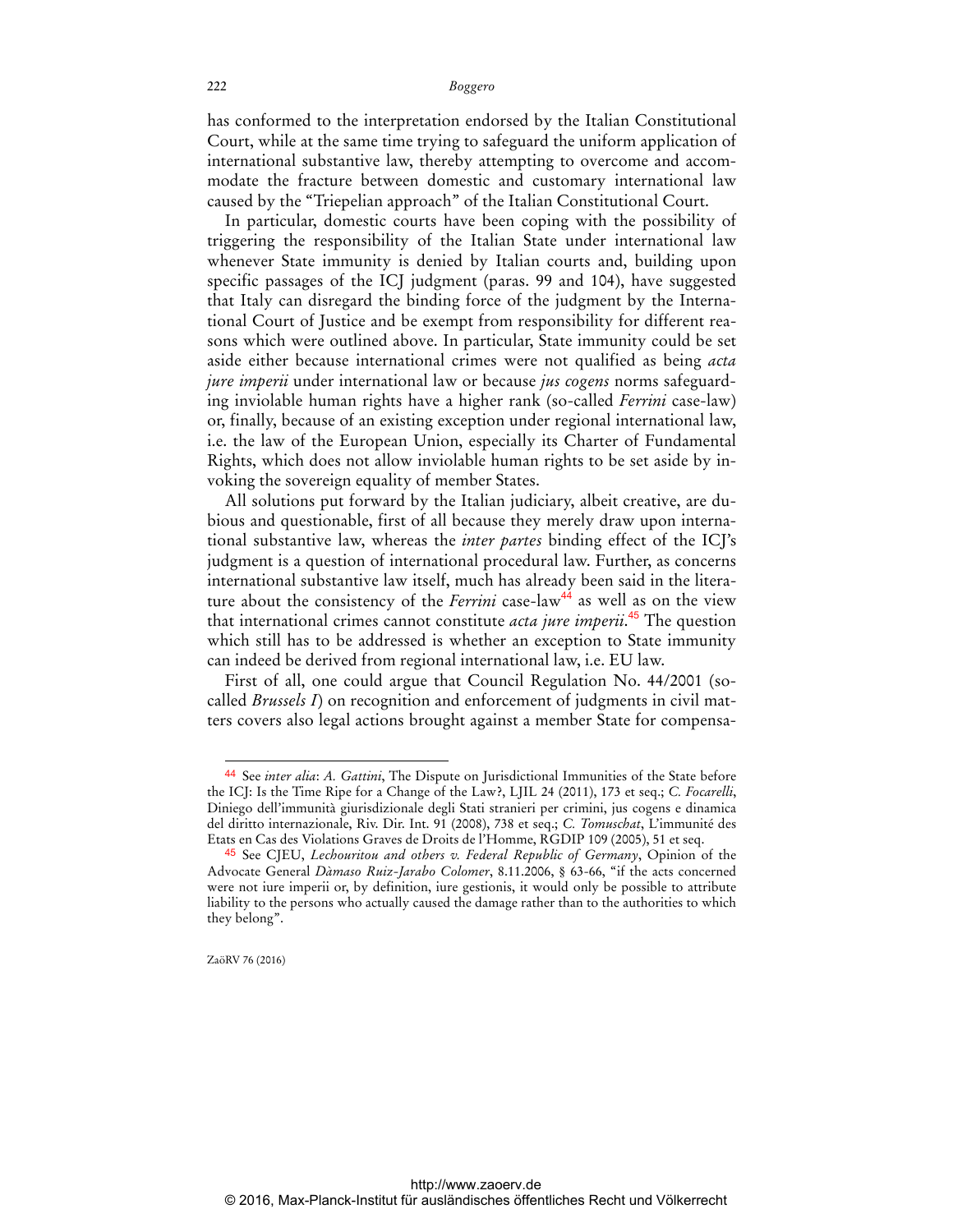has conformed to the interpretation endorsed by the Italian Constitutional Court, while at the same time trying to safeguard the uniform application of international substantive law, thereby attempting to overcome and accommodate the fracture between domestic and customary international law caused by the "Triepelian approach" of the Italian Constitutional Court.

In particular, domestic courts have been coping with the possibility of triggering the responsibility of the Italian State under international law whenever State immunity is denied by Italian courts and, building upon specific passages of the ICJ judgment (paras. 99 and 104), have suggested that Italy can disregard the binding force of the judgment by the International Court of Justice and be exempt from responsibility for different reasons which were outlined above. In particular, State immunity could be set aside either because international crimes were not qualified as being *acta jure imperii* under international law or because *jus cogens* norms safeguarding inviolable human rights have a higher rank (so-called *Ferrini* case-law) or, finally, because of an existing exception under regional international law, i.e. the law of the European Union, especially its Charter of Fundamental Rights, which does not allow inviolable human rights to be set aside by invoking the sovereign equality of member States.

All solutions put forward by the Italian judiciary, albeit creative, are dubious and questionable, first of all because they merely draw upon international substantive law, whereas the *inter partes* binding effect of the ICJ's judgment is a question of international procedural law. Further, as concerns international substantive law itself, much has already been said in the literature about the consistency of the *Ferrini* case-law[44] as well as on the view that international crimes cannot constitute *acta jure imperii*.[45] The question which still has to be addressed is whether an exception to State immunity can indeed be derived from regional international law, i.e. EU law.

First of all, one could argue that Council Regulation No. 44/2001 (so-called *Brussels I*) on recognition and enforcement of judgments in civil matters covers also legal actions brought against a member State for compensa-

---

[44] See *inter alia*: *A. Gattini*, The Dispute on Jurisdictional Immunities of the State before the ICJ: Is the Time Ripe for a Change of the Law?, LJIL 24 (2011), 173 et seq.; *C. Focarelli*, Diniego dell'immunità giurisdizionale degli Stati stranieri per crimini, jus cogens e dinamica del diritto internazionale, Riv. Dir. Int. 91 (2008), 738 et seq.; *C. Tomuschat*, L'immunité des Etats en Cas des Violations Graves de Droits de l'Homme, RGDIP 109 (2005), 51 et seq.

[45] See CJEU, *Lechouritou and others v. Federal Republic of Germany*, Opinion of the Advocate General *Dàmaso Ruiz-Jarabo Colomer*, 8.11.2006, § 63-66, "if the acts concerned were not iure imperii or, by definition, iure gestionis, it would only be possible to attribute liability to the persons who actually caused the damage rather than to the authorities to which they belong".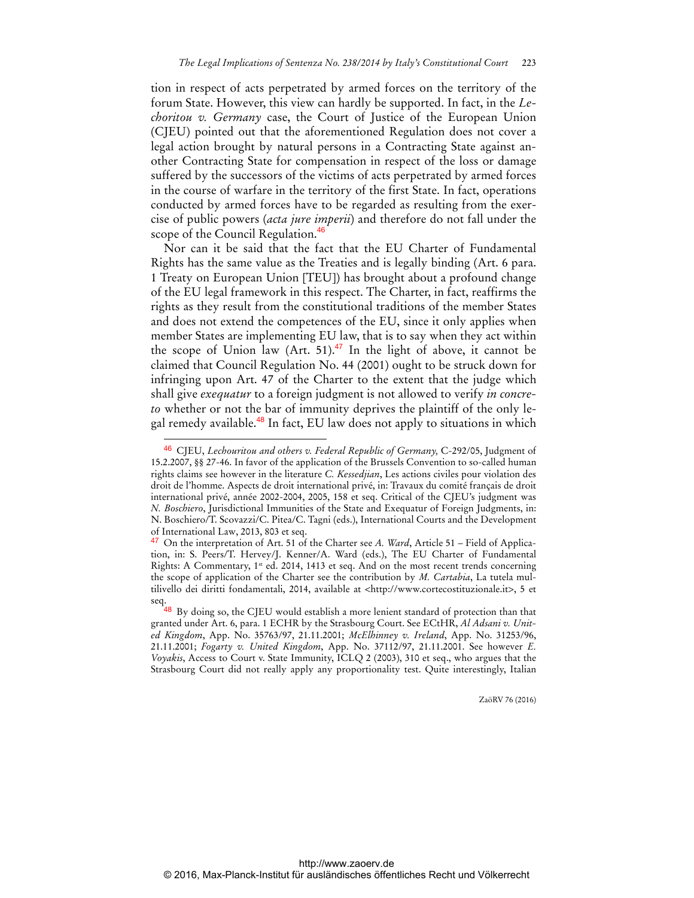tion in respect of acts perpetrated by armed forces on the territory of the forum State. However, this view can hardly be supported. In fact, in the *Lechoritou v. Germany* case, the Court of Justice of the European Union (CJEU) pointed out that the aforementioned Regulation does not cover a legal action brought by natural persons in a Contracting State against another Contracting State for compensation in respect of the loss or damage suffered by the successors of the victims of acts perpetrated by armed forces in the course of warfare in the territory of the first State. In fact, operations conducted by armed forces have to be regarded as resulting from the exercise of public powers (*acta jure imperii*) and therefore do not fall under the scope of the Council Regulation.[46]

Nor can it be said that the fact that the EU Charter of Fundamental Rights has the same value as the Treaties and is legally binding (Art. 6 para. 1 Treaty on European Union [TEU]) has brought about a profound change of the EU legal framework in this respect. The Charter, in fact, reaffirms the rights as they result from the constitutional traditions of the member States and does not extend the competences of the EU, since it only applies when member States are implementing EU law, that is to say when they act within the scope of Union law (Art. 51).[47] In the light of above, it cannot be claimed that Council Regulation No. 44 (2001) ought to be struck down for infringing upon Art. 47 of the Charter to the extent that the judge which shall give *exequatur* to a foreign judgment is not allowed to verify *in concreto* whether or not the bar of immunity deprives the plaintiff of the only legal remedy available.[48] In fact, EU law does not apply to situations in which

---

[46] CJEU, *Lechouritou and others v. Federal Republic of Germany,* C-292/05, Judgment of 15.2.2007, §§ 27-46. In favor of the application of the Brussels Convention to so-called human rights claims see however in the literature *C. Kessedjian*, Les actions civiles pour violation des droit de l'homme. Aspects de droit international privé, in: Travaux du comité français de droit international privé, année 2002-2004, 2005, 158 et seq. Critical of the CJEU's judgment was *N. Boschiero*, Jurisdictional Immunities of the State and Exequatur of Foreign Judgments, in: N. Boschiero/T. Scovazzi/C. Pitea/C. Tagni (eds.), International Courts and the Development of International Law, 2013, 803 et seq.

[47] On the interpretation of Art. 51 of the Charter see *A. Ward*, Article 51 – Field of Application, in: S. Peers/T. Hervey/J. Kenner/A. Ward (eds.), The EU Charter of Fundamental Rights: A Commentary, 1st ed. 2014, 1413 et seq. And on the most recent trends concerning the scope of application of the Charter see the contribution by *M. Cartabia*, La tutela multilivello dei diritti fondamentali, 2014, available at <http://www.cortecostituzionale.it>, 5 et seq.

[48] By doing so, the CJEU would establish a more lenient standard of protection than that granted under Art. 6, para. 1 ECHR by the Strasbourg Court. See ECtHR, *Al Adsani v. United Kingdom*, App. No. 35763/97, 21.11.2001; *McElhinney v. Ireland*, App. No. 31253/96, 21.11.2001; *Fogarty v. United Kingdom*, App. No. 37112/97, 21.11.2001. See however *E. Voyakis*, Access to Court v. State Immunity, ICLQ 2 (2003), 310 et seq., who argues that the Strasbourg Court did not really apply any proportionality test. Quite interestingly, Italian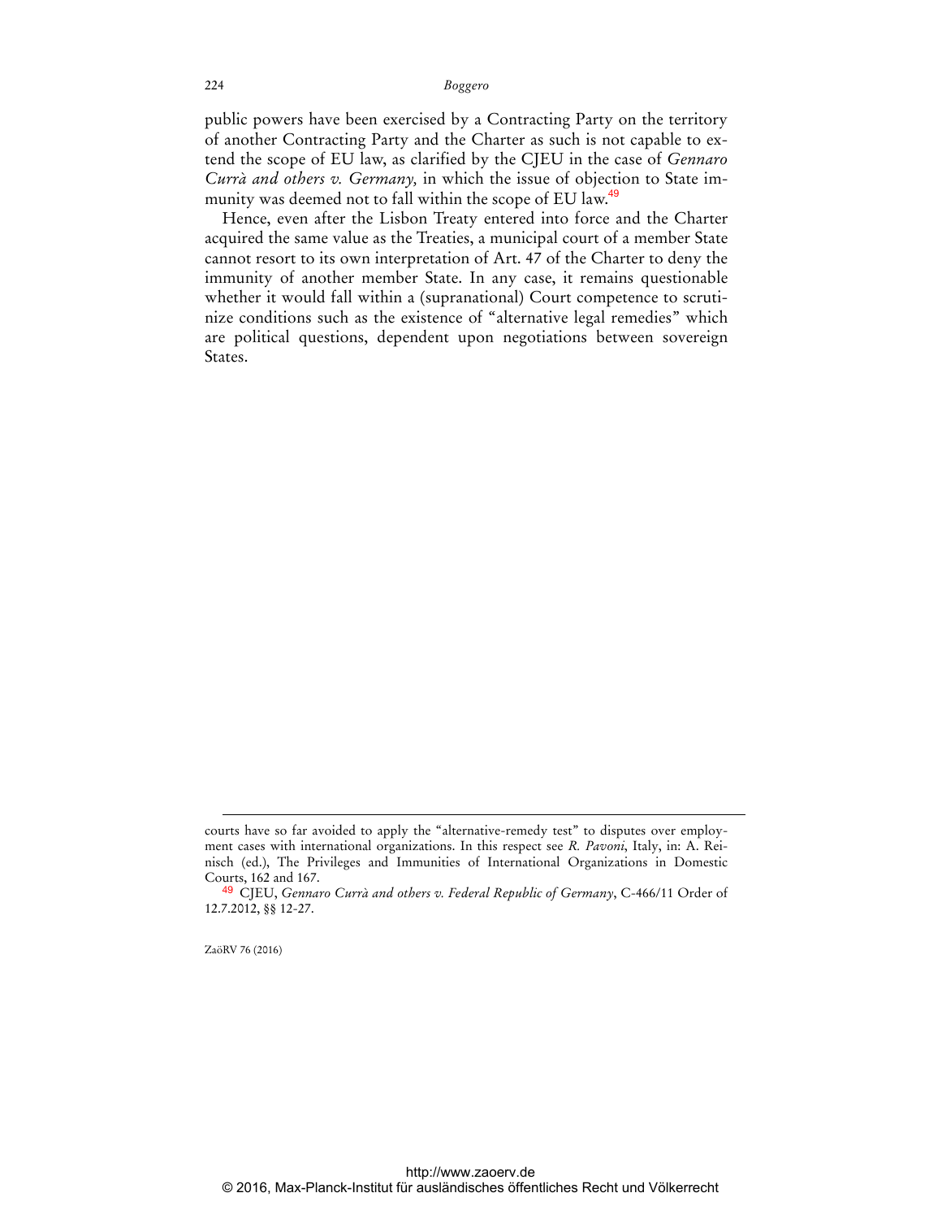public powers have been exercised by a Contracting Party on the territory of another Contracting Party and the Charter as such is not capable to extend the scope of EU law, as clarified by the CJEU in the case of *Gennaro Currà and others v. Germany,* in which the issue of objection to State immunity was deemed not to fall within the scope of EU law.[49]

Hence, even after the Lisbon Treaty entered into force and the Charter acquired the same value as the Treaties, a municipal court of a member State cannot resort to its own interpretation of Art. 47 of the Charter to deny the immunity of another member State. In any case, it remains questionable whether it would fall within a (supranational) Court competence to scrutinize conditions such as the existence of "alternative legal remedies" which are political questions, dependent upon negotiations between sovereign States.

---

courts have so far avoided to apply the "alternative-remedy test" to disputes over employment cases with international organizations. In this respect see *R. Pavoni*, Italy, in: A. Reinisch (ed.), The Privileges and Immunities of International Organizations in Domestic Courts, 162 and 167.

[49] CJEU, *Gennaro Currà and others v. Federal Republic of Germany*, C-466/11 Order of 12.7.2012, §§ 12-27.